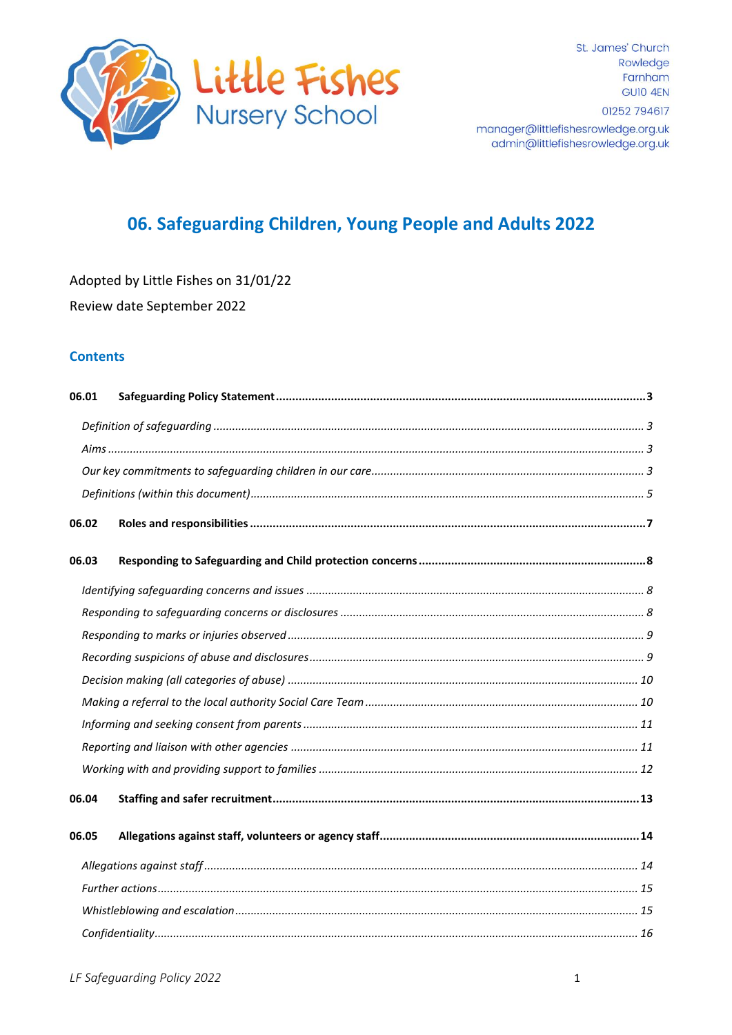Little Fishes
Nursery School

St. James' Church
Rowledge
Farnham
GU10 4EN

01252 794617

manager@littlefishesrowledge.org.uk
admin@littlefishesrowledge.org.uk

# 06. Safeguarding Children, Young People and Adults 2022

Adopted by Little Fishes on 31/01/22

Review date September 2022

## Contents

**06.01 Safeguarding Policy Statement ........ 3**

*Definition of safeguarding ........ 3*

*Aims ........ 3*

*Our key commitments to safeguarding children in our care ........ 3*

*Definitions (within this document) ........ 5*

**06.02 Roles and responsibilities ........ 7**

**06.03 Responding to Safeguarding and Child protection concerns ........ 8**

*Identifying safeguarding concerns and issues ........ 8*

*Responding to safeguarding concerns or disclosures ........ 8*

*Responding to marks or injuries observed ........ 9*

*Recording suspicions of abuse and disclosures ........ 9*

*Decision making (all categories of abuse) ........ 10*

*Making a referral to the local authority Social Care Team ........ 10*

*Informing and seeking consent from parents ........ 11*

*Reporting and liaison with other agencies ........ 11*

*Working with and providing support to families ........ 12*

**06.04 Staffing and safer recruitment ........ 13**

**06.05 Allegations against staff, volunteers or agency staff ........ 14**

*Allegations against staff ........ 14*

*Further actions ........ 15*

*Whistleblowing and escalation ........ 15*

*Confidentiality ........ 16*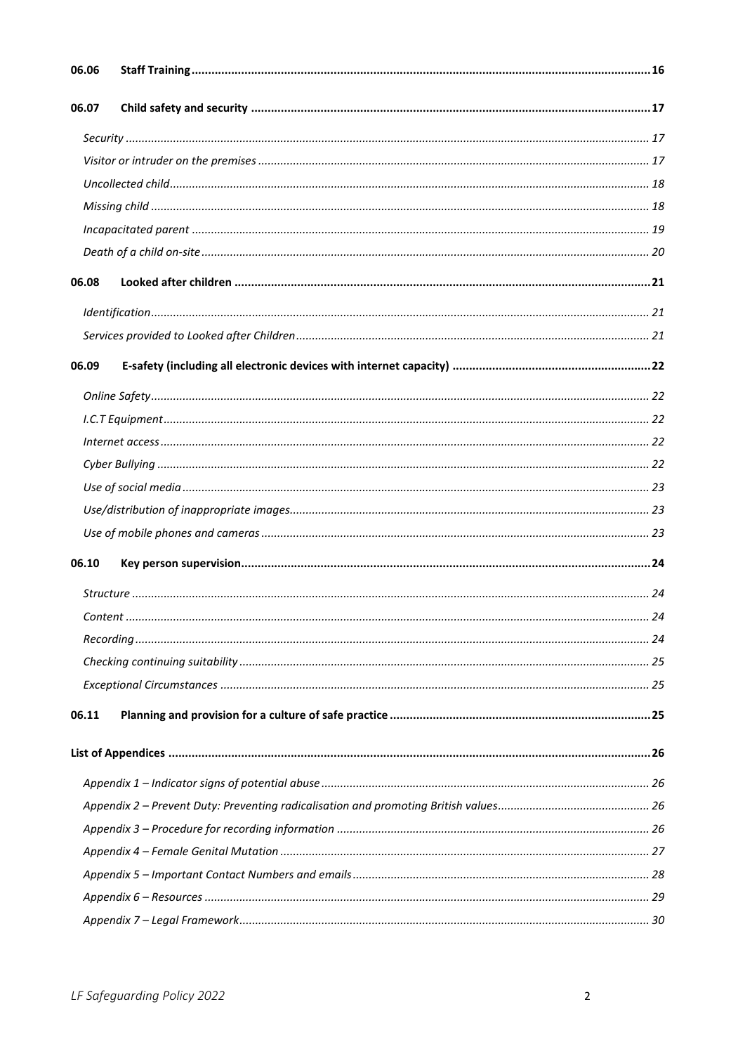**06.06 Staff Training** ........ 16

**06.07 Child safety and security** ........ 17

*Security* ........ 17

*Visitor or intruder on the premises* ........ 17

*Uncollected child* ........ 18

*Missing child* ........ 18

*Incapacitated parent* ........ 19

*Death of a child on-site* ........ 20

**06.08 Looked after children** ........ 21

*Identification* ........ 21

*Services provided to Looked after Children* ........ 21

**06.09 E-safety (including all electronic devices with internet capacity)** ........ 22

*Online Safety* ........ 22

*I.C.T Equipment* ........ 22

*Internet access* ........ 22

*Cyber Bullying* ........ 22

*Use of social media* ........ 23

*Use/distribution of inappropriate images* ........ 23

*Use of mobile phones and cameras* ........ 23

**06.10 Key person supervision** ........ 24

*Structure* ........ 24

*Content* ........ 24

*Recording* ........ 24

*Checking continuing suitability* ........ 25

*Exceptional Circumstances* ........ 25

**06.11 Planning and provision for a culture of safe practice** ........ 25

**List of Appendices** ........ 26

*Appendix 1 – Indicator signs of potential abuse* ........ 26

*Appendix 2 – Prevent Duty: Preventing radicalisation and promoting British values* ........ 26

*Appendix 3 – Procedure for recording information* ........ 26

*Appendix 4 – Female Genital Mutation* ........ 27

*Appendix 5 – Important Contact Numbers and emails* ........ 28

*Appendix 6 – Resources* ........ 29

*Appendix 7 – Legal Framework* ........ 30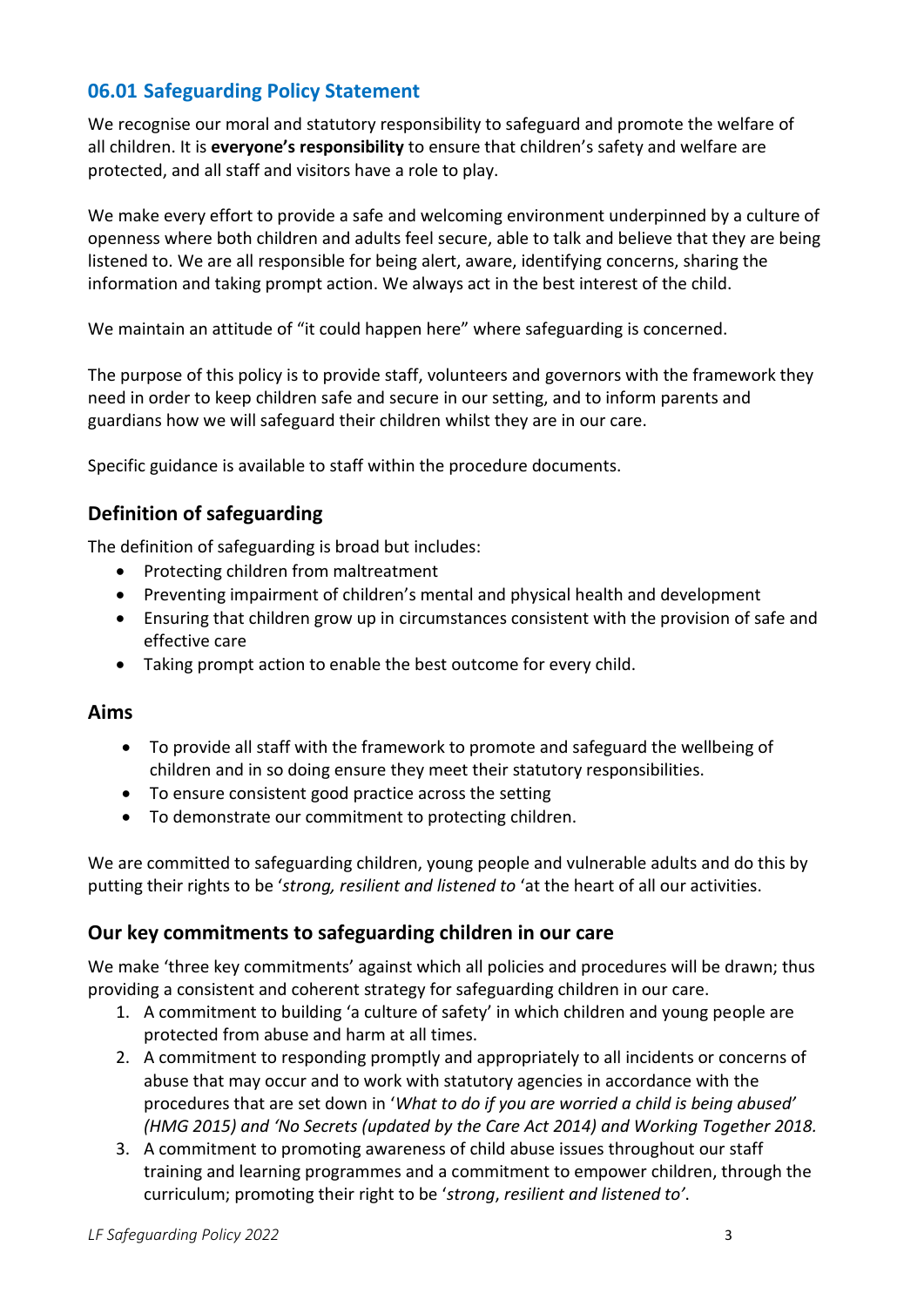## 06.01 Safeguarding Policy Statement

We recognise our moral and statutory responsibility to safeguard and promote the welfare of all children. It is **everyone's responsibility** to ensure that children's safety and welfare are protected, and all staff and visitors have a role to play.

We make every effort to provide a safe and welcoming environment underpinned by a culture of openness where both children and adults feel secure, able to talk and believe that they are being listened to. We are all responsible for being alert, aware, identifying concerns, sharing the information and taking prompt action. We always act in the best interest of the child.

We maintain an attitude of "it could happen here" where safeguarding is concerned.

The purpose of this policy is to provide staff, volunteers and governors with the framework they need in order to keep children safe and secure in our setting, and to inform parents and guardians how we will safeguard their children whilst they are in our care.

Specific guidance is available to staff within the procedure documents.

### Definition of safeguarding

The definition of safeguarding is broad but includes:

- Protecting children from maltreatment
- Preventing impairment of children's mental and physical health and development
- Ensuring that children grow up in circumstances consistent with the provision of safe and effective care
- Taking prompt action to enable the best outcome for every child.

### Aims

- To provide all staff with the framework to promote and safeguard the wellbeing of children and in so doing ensure they meet their statutory responsibilities.
- To ensure consistent good practice across the setting
- To demonstrate our commitment to protecting children.

We are committed to safeguarding children, young people and vulnerable adults and do this by putting their rights to be '*strong, resilient and listened to* 'at the heart of all our activities.

### Our key commitments to safeguarding children in our care

We make 'three key commitments' against which all policies and procedures will be drawn; thus providing a consistent and coherent strategy for safeguarding children in our care.

1. A commitment to building 'a culture of safety' in which children and young people are protected from abuse and harm at all times.
2. A commitment to responding promptly and appropriately to all incidents or concerns of abuse that may occur and to work with statutory agencies in accordance with the procedures that are set down in '*What to do if you are worried a child is being abused' (HMG 2015) and 'No Secrets (updated by the Care Act 2014) and Working Together 2018.*
3. A commitment to promoting awareness of child abuse issues throughout our staff training and learning programmes and a commitment to empower children, through the curriculum; promoting their right to be '*strong*, *resilient and listened to'*.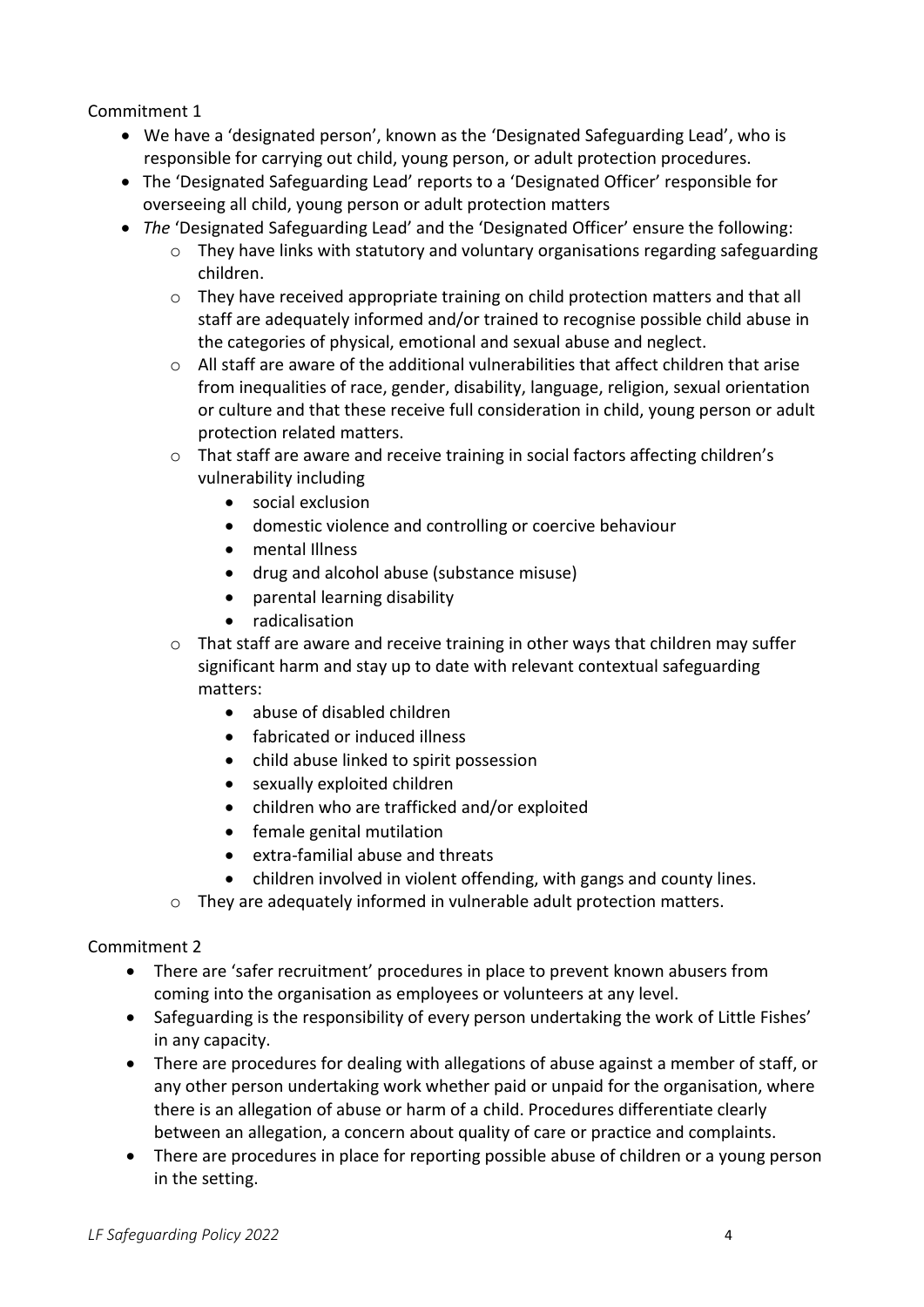Commitment 1

- We have a 'designated person', known as the 'Designated Safeguarding Lead', who is responsible for carrying out child, young person, or adult protection procedures.
- The 'Designated Safeguarding Lead' reports to a 'Designated Officer' responsible for overseeing all child, young person or adult protection matters
- *The* 'Designated Safeguarding Lead' and the 'Designated Officer' ensure the following:
  - They have links with statutory and voluntary organisations regarding safeguarding children.
  - They have received appropriate training on child protection matters and that all staff are adequately informed and/or trained to recognise possible child abuse in the categories of physical, emotional and sexual abuse and neglect.
  - All staff are aware of the additional vulnerabilities that affect children that arise from inequalities of race, gender, disability, language, religion, sexual orientation or culture and that these receive full consideration in child, young person or adult protection related matters.
  - That staff are aware and receive training in social factors affecting children's vulnerability including
    - social exclusion
    - domestic violence and controlling or coercive behaviour
    - mental Illness
    - drug and alcohol abuse (substance misuse)
    - parental learning disability
    - radicalisation
  - That staff are aware and receive training in other ways that children may suffer significant harm and stay up to date with relevant contextual safeguarding matters:
    - abuse of disabled children
    - fabricated or induced illness
    - child abuse linked to spirit possession
    - sexually exploited children
    - children who are trafficked and/or exploited
    - female genital mutilation
    - extra-familial abuse and threats
    - children involved in violent offending, with gangs and county lines.
  - They are adequately informed in vulnerable adult protection matters.

Commitment 2

- There are 'safer recruitment' procedures in place to prevent known abusers from coming into the organisation as employees or volunteers at any level.
- Safeguarding is the responsibility of every person undertaking the work of Little Fishes' in any capacity.
- There are procedures for dealing with allegations of abuse against a member of staff, or any other person undertaking work whether paid or unpaid for the organisation, where there is an allegation of abuse or harm of a child. Procedures differentiate clearly between an allegation, a concern about quality of care or practice and complaints.
- There are procedures in place for reporting possible abuse of children or a young person in the setting.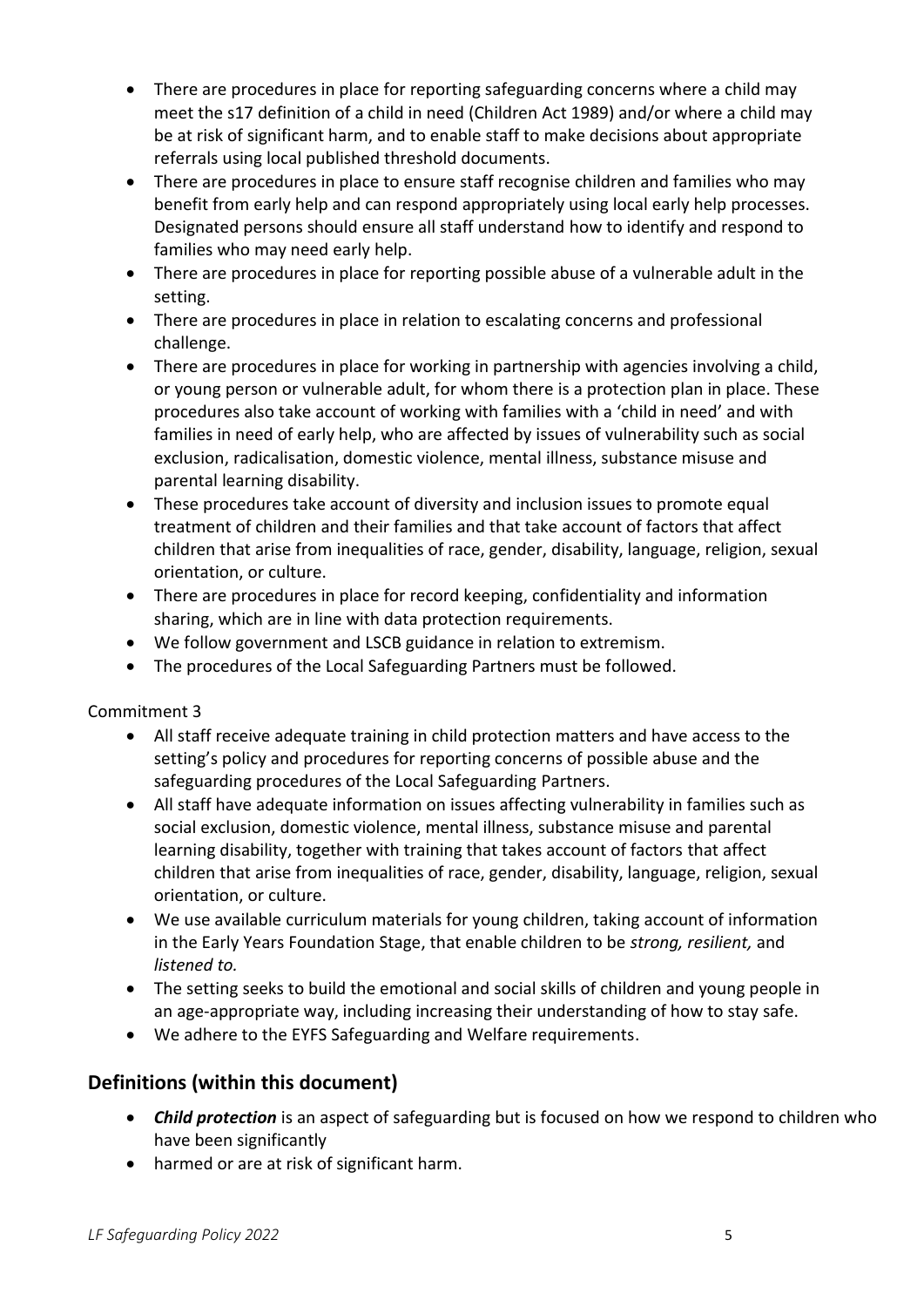- There are procedures in place for reporting safeguarding concerns where a child may meet the s17 definition of a child in need (Children Act 1989) and/or where a child may be at risk of significant harm, and to enable staff to make decisions about appropriate referrals using local published threshold documents.
- There are procedures in place to ensure staff recognise children and families who may benefit from early help and can respond appropriately using local early help processes. Designated persons should ensure all staff understand how to identify and respond to families who may need early help.
- There are procedures in place for reporting possible abuse of a vulnerable adult in the setting.
- There are procedures in place in relation to escalating concerns and professional challenge.
- There are procedures in place for working in partnership with agencies involving a child, or young person or vulnerable adult, for whom there is a protection plan in place. These procedures also take account of working with families with a 'child in need' and with families in need of early help, who are affected by issues of vulnerability such as social exclusion, radicalisation, domestic violence, mental illness, substance misuse and parental learning disability.
- These procedures take account of diversity and inclusion issues to promote equal treatment of children and their families and that take account of factors that affect children that arise from inequalities of race, gender, disability, language, religion, sexual orientation, or culture.
- There are procedures in place for record keeping, confidentiality and information sharing, which are in line with data protection requirements.
- We follow government and LSCB guidance in relation to extremism.
- The procedures of the Local Safeguarding Partners must be followed.

Commitment 3

- All staff receive adequate training in child protection matters and have access to the setting's policy and procedures for reporting concerns of possible abuse and the safeguarding procedures of the Local Safeguarding Partners.
- All staff have adequate information on issues affecting vulnerability in families such as social exclusion, domestic violence, mental illness, substance misuse and parental learning disability, together with training that takes account of factors that affect children that arise from inequalities of race, gender, disability, language, religion, sexual orientation, or culture.
- We use available curriculum materials for young children, taking account of information in the Early Years Foundation Stage, that enable children to be *strong, resilient,* and *listened to.*
- The setting seeks to build the emotional and social skills of children and young people in an age-appropriate way, including increasing their understanding of how to stay safe.
- We adhere to the EYFS Safeguarding and Welfare requirements.

## Definitions (within this document)

- ***Child protection*** is an aspect of safeguarding but is focused on how we respond to children who have been significantly
- harmed or are at risk of significant harm.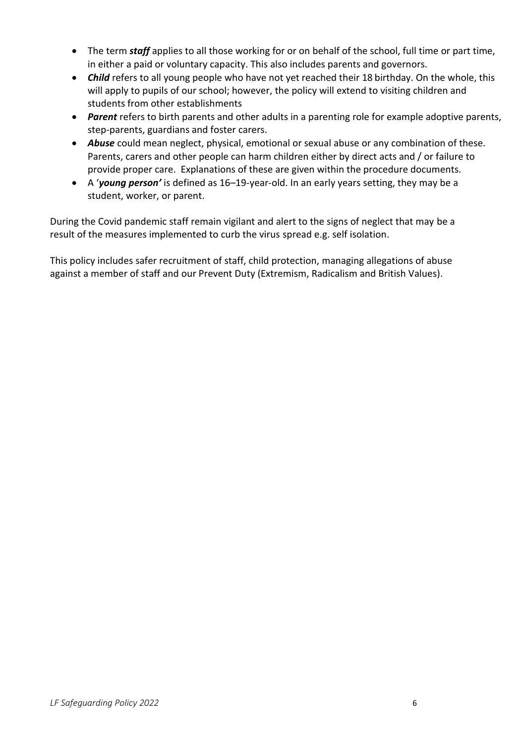- The term ***staff*** applies to all those working for or on behalf of the school, full time or part time, in either a paid or voluntary capacity. This also includes parents and governors.
- ***Child*** refers to all young people who have not yet reached their 18 birthday. On the whole, this will apply to pupils of our school; however, the policy will extend to visiting children and students from other establishments
- ***Parent*** refers to birth parents and other adults in a parenting role for example adoptive parents, step-parents, guardians and foster carers.
- ***Abuse*** could mean neglect, physical, emotional or sexual abuse or any combination of these. Parents, carers and other people can harm children either by direct acts and / or failure to provide proper care. Explanations of these are given within the procedure documents.
- A '***young person'*** is defined as 16–19-year-old. In an early years setting, they may be a student, worker, or parent.

During the Covid pandemic staff remain vigilant and alert to the signs of neglect that may be a result of the measures implemented to curb the virus spread e.g. self isolation.

This policy includes safer recruitment of staff, child protection, managing allegations of abuse against a member of staff and our Prevent Duty (Extremism, Radicalism and British Values).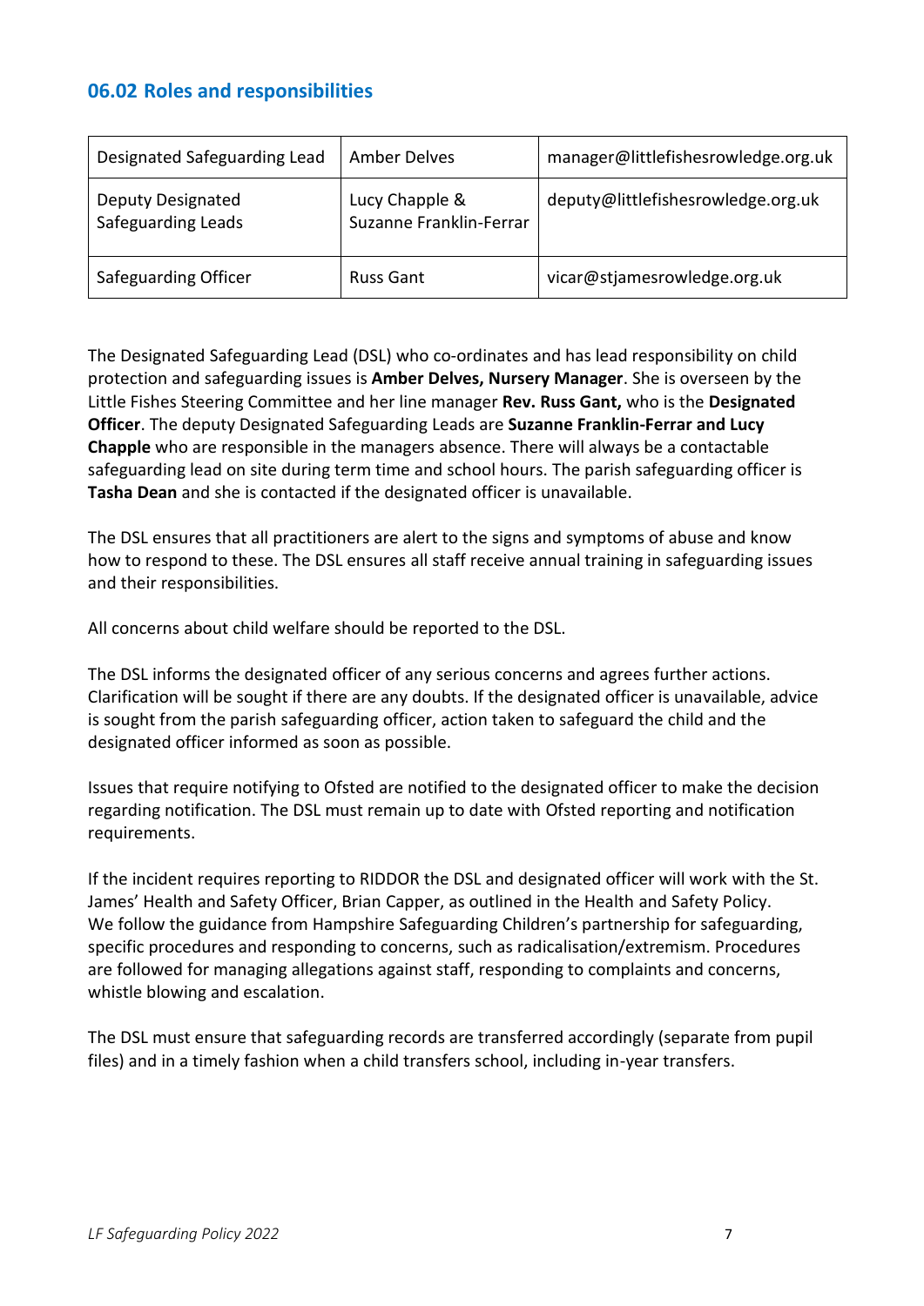## 06.02 Roles and responsibilities

| | | |
|---|---|---|
| Designated Safeguarding Lead | Amber Delves | manager@littlefishesrowledge.org.uk |
| Deputy Designated Safeguarding Leads | Lucy Chapple & Suzanne Franklin-Ferrar | deputy@littlefishesrowledge.org.uk |
| Safeguarding Officer | Russ Gant | vicar@stjamesrowledge.org.uk |

The Designated Safeguarding Lead (DSL) who co-ordinates and has lead responsibility on child protection and safeguarding issues is **Amber Delves, Nursery Manager**. She is overseen by the Little Fishes Steering Committee and her line manager **Rev. Russ Gant,** who is the **Designated Officer**. The deputy Designated Safeguarding Leads are **Suzanne Franklin-Ferrar and Lucy Chapple** who are responsible in the managers absence. There will always be a contactable safeguarding lead on site during term time and school hours. The parish safeguarding officer is **Tasha Dean** and she is contacted if the designated officer is unavailable.

The DSL ensures that all practitioners are alert to the signs and symptoms of abuse and know how to respond to these. The DSL ensures all staff receive annual training in safeguarding issues and their responsibilities.

All concerns about child welfare should be reported to the DSL.

The DSL informs the designated officer of any serious concerns and agrees further actions. Clarification will be sought if there are any doubts. If the designated officer is unavailable, advice is sought from the parish safeguarding officer, action taken to safeguard the child and the designated officer informed as soon as possible.

Issues that require notifying to Ofsted are notified to the designated officer to make the decision regarding notification. The DSL must remain up to date with Ofsted reporting and notification requirements.

If the incident requires reporting to RIDDOR the DSL and designated officer will work with the St. James' Health and Safety Officer, Brian Capper, as outlined in the Health and Safety Policy. We follow the guidance from Hampshire Safeguarding Children's partnership for safeguarding, specific procedures and responding to concerns, such as radicalisation/extremism. Procedures are followed for managing allegations against staff, responding to complaints and concerns, whistle blowing and escalation.

The DSL must ensure that safeguarding records are transferred accordingly (separate from pupil files) and in a timely fashion when a child transfers school, including in-year transfers.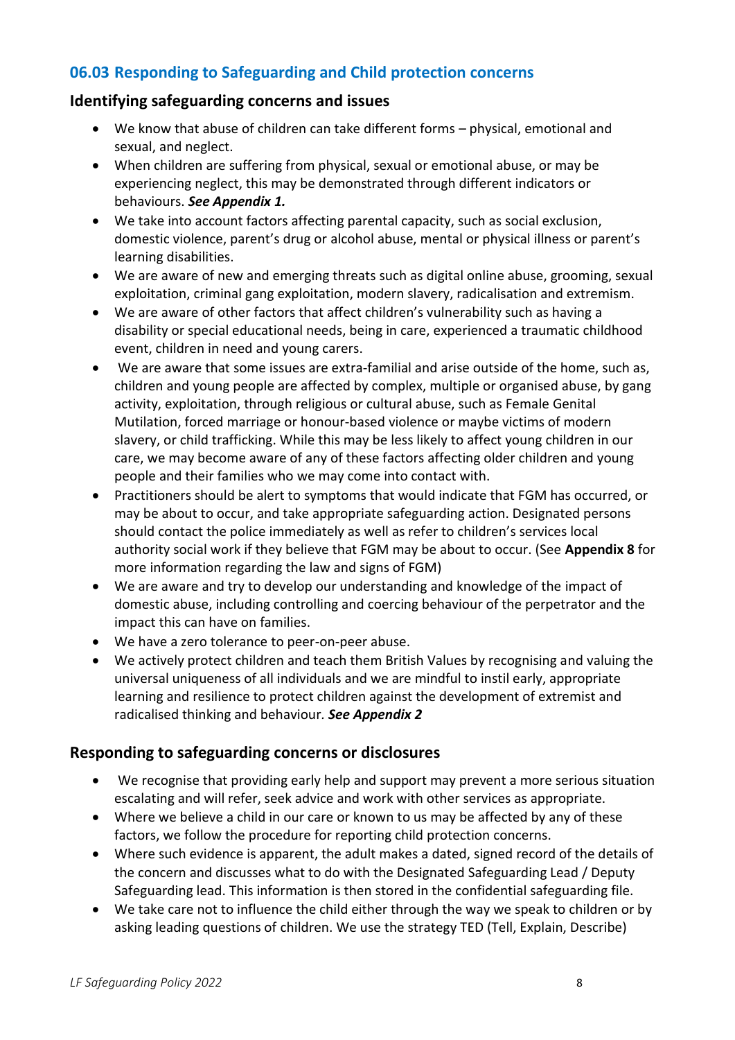## 06.03 Responding to Safeguarding and Child protection concerns

### Identifying safeguarding concerns and issues

- We know that abuse of children can take different forms – physical, emotional and sexual, and neglect.
- When children are suffering from physical, sexual or emotional abuse, or may be experiencing neglect, this may be demonstrated through different indicators or behaviours. ***See Appendix 1.***
- We take into account factors affecting parental capacity, such as social exclusion, domestic violence, parent's drug or alcohol abuse, mental or physical illness or parent's learning disabilities.
- We are aware of new and emerging threats such as digital online abuse, grooming, sexual exploitation, criminal gang exploitation, modern slavery, radicalisation and extremism.
- We are aware of other factors that affect children's vulnerability such as having a disability or special educational needs, being in care, experienced a traumatic childhood event, children in need and young carers.
- We are aware that some issues are extra-familial and arise outside of the home, such as, children and young people are affected by complex, multiple or organised abuse, by gang activity, exploitation, through religious or cultural abuse, such as Female Genital Mutilation, forced marriage or honour-based violence or maybe victims of modern slavery, or child trafficking. While this may be less likely to affect young children in our care, we may become aware of any of these factors affecting older children and young people and their families who we may come into contact with.
- Practitioners should be alert to symptoms that would indicate that FGM has occurred, or may be about to occur, and take appropriate safeguarding action. Designated persons should contact the police immediately as well as refer to children's services local authority social work if they believe that FGM may be about to occur. (See **Appendix 8** for more information regarding the law and signs of FGM)
- We are aware and try to develop our understanding and knowledge of the impact of domestic abuse, including controlling and coercing behaviour of the perpetrator and the impact this can have on families.
- We have a zero tolerance to peer-on-peer abuse.
- We actively protect children and teach them British Values by recognising and valuing the universal uniqueness of all individuals and we are mindful to instil early, appropriate learning and resilience to protect children against the development of extremist and radicalised thinking and behaviour. ***See Appendix 2***

### Responding to safeguarding concerns or disclosures

- We recognise that providing early help and support may prevent a more serious situation escalating and will refer, seek advice and work with other services as appropriate.
- Where we believe a child in our care or known to us may be affected by any of these factors, we follow the procedure for reporting child protection concerns.
- Where such evidence is apparent, the adult makes a dated, signed record of the details of the concern and discusses what to do with the Designated Safeguarding Lead / Deputy Safeguarding lead. This information is then stored in the confidential safeguarding file.
- We take care not to influence the child either through the way we speak to children or by asking leading questions of children. We use the strategy TED (Tell, Explain, Describe)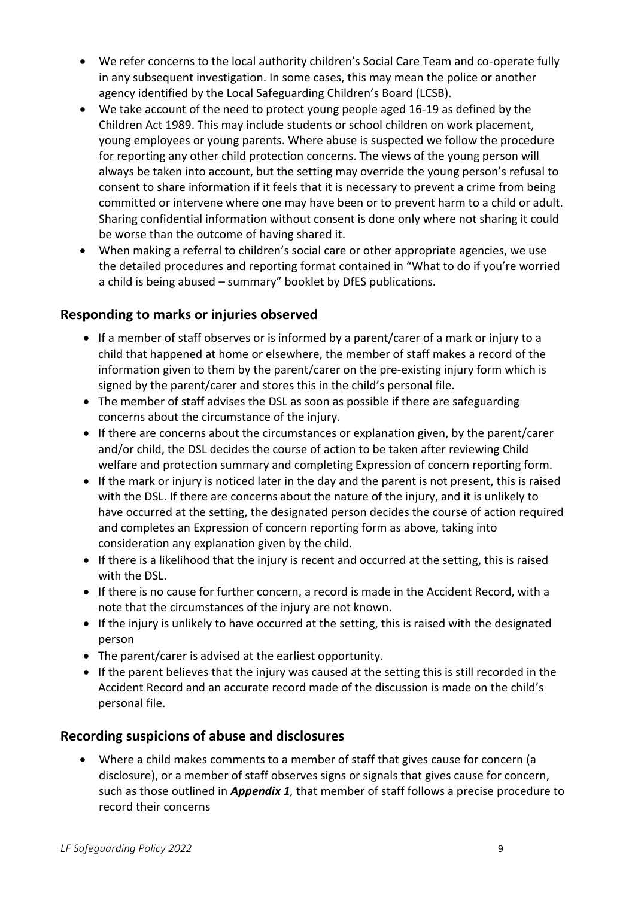- We refer concerns to the local authority children's Social Care Team and co-operate fully in any subsequent investigation. In some cases, this may mean the police or another agency identified by the Local Safeguarding Children's Board (LCSB).
- We take account of the need to protect young people aged 16-19 as defined by the Children Act 1989. This may include students or school children on work placement, young employees or young parents. Where abuse is suspected we follow the procedure for reporting any other child protection concerns. The views of the young person will always be taken into account, but the setting may override the young person's refusal to consent to share information if it feels that it is necessary to prevent a crime from being committed or intervene where one may have been or to prevent harm to a child or adult. Sharing confidential information without consent is done only where not sharing it could be worse than the outcome of having shared it.
- When making a referral to children's social care or other appropriate agencies, we use the detailed procedures and reporting format contained in "What to do if you're worried a child is being abused – summary" booklet by DfES publications.

## Responding to marks or injuries observed

- If a member of staff observes or is informed by a parent/carer of a mark or injury to a child that happened at home or elsewhere, the member of staff makes a record of the information given to them by the parent/carer on the pre-existing injury form which is signed by the parent/carer and stores this in the child's personal file.
- The member of staff advises the DSL as soon as possible if there are safeguarding concerns about the circumstance of the injury.
- If there are concerns about the circumstances or explanation given, by the parent/carer and/or child, the DSL decides the course of action to be taken after reviewing Child welfare and protection summary and completing Expression of concern reporting form.
- If the mark or injury is noticed later in the day and the parent is not present, this is raised with the DSL. If there are concerns about the nature of the injury, and it is unlikely to have occurred at the setting, the designated person decides the course of action required and completes an Expression of concern reporting form as above, taking into consideration any explanation given by the child.
- If there is a likelihood that the injury is recent and occurred at the setting, this is raised with the DSL.
- If there is no cause for further concern, a record is made in the Accident Record, with a note that the circumstances of the injury are not known.
- If the injury is unlikely to have occurred at the setting, this is raised with the designated person
- The parent/carer is advised at the earliest opportunity.
- If the parent believes that the injury was caused at the setting this is still recorded in the Accident Record and an accurate record made of the discussion is made on the child's personal file.

## Recording suspicions of abuse and disclosures

- Where a child makes comments to a member of staff that gives cause for concern (a disclosure), or a member of staff observes signs or signals that gives cause for concern, such as those outlined in ***Appendix 1**,* that member of staff follows a precise procedure to record their concerns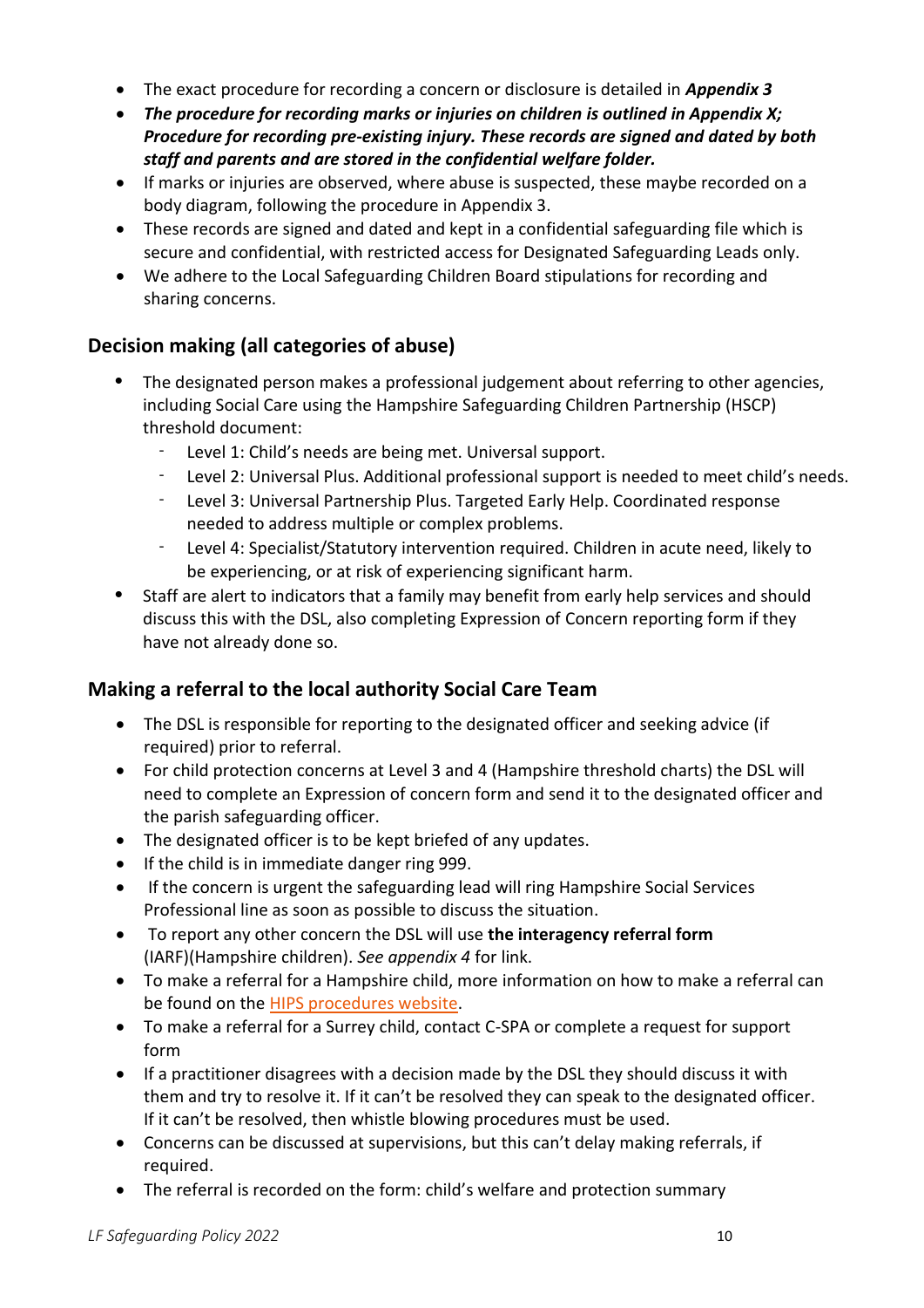- The exact procedure for recording a concern or disclosure is detailed in ***Appendix 3***
- ***The procedure for recording marks or injuries on children is outlined in Appendix X; Procedure for recording pre-existing injury. These records are signed and dated by both staff and parents and are stored in the confidential welfare folder.***
- If marks or injuries are observed, where abuse is suspected, these maybe recorded on a body diagram, following the procedure in Appendix 3.
- These records are signed and dated and kept in a confidential safeguarding file which is secure and confidential, with restricted access for Designated Safeguarding Leads only.
- We adhere to the Local Safeguarding Children Board stipulations for recording and sharing concerns.

## Decision making (all categories of abuse)

- The designated person makes a professional judgement about referring to other agencies, including Social Care using the Hampshire Safeguarding Children Partnership (HSCP) threshold document:
  - Level 1: Child's needs are being met. Universal support.
  - Level 2: Universal Plus. Additional professional support is needed to meet child's needs.
  - Level 3: Universal Partnership Plus. Targeted Early Help. Coordinated response needed to address multiple or complex problems.
  - Level 4: Specialist/Statutory intervention required. Children in acute need, likely to be experiencing, or at risk of experiencing significant harm.
- Staff are alert to indicators that a family may benefit from early help services and should discuss this with the DSL, also completing Expression of Concern reporting form if they have not already done so.

## Making a referral to the local authority Social Care Team

- The DSL is responsible for reporting to the designated officer and seeking advice (if required) prior to referral.
- For child protection concerns at Level 3 and 4 (Hampshire threshold charts) the DSL will need to complete an Expression of concern form and send it to the designated officer and the parish safeguarding officer.
- The designated officer is to be kept briefed of any updates.
- If the child is in immediate danger ring 999.
- If the concern is urgent the safeguarding lead will ring Hampshire Social Services Professional line as soon as possible to discuss the situation.
- To report any other concern the DSL will use **the interagency referral form** (IARF)(Hampshire children). *See appendix 4* for link.
- To make a referral for a Hampshire child, more information on how to make a referral can be found on the HIPS procedures website.
- To make a referral for a Surrey child, contact C-SPA or complete a request for support form
- If a practitioner disagrees with a decision made by the DSL they should discuss it with them and try to resolve it. If it can't be resolved they can speak to the designated officer. If it can't be resolved, then whistle blowing procedures must be used.
- Concerns can be discussed at supervisions, but this can't delay making referrals, if required.
- The referral is recorded on the form: child's welfare and protection summary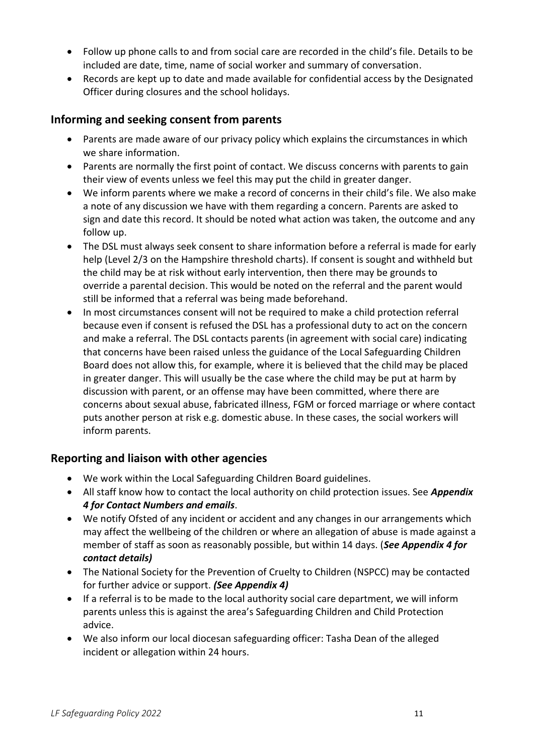- Follow up phone calls to and from social care are recorded in the child's file. Details to be included are date, time, name of social worker and summary of conversation.
- Records are kept up to date and made available for confidential access by the Designated Officer during closures and the school holidays.

## Informing and seeking consent from parents

- Parents are made aware of our privacy policy which explains the circumstances in which we share information.
- Parents are normally the first point of contact. We discuss concerns with parents to gain their view of events unless we feel this may put the child in greater danger.
- We inform parents where we make a record of concerns in their child's file. We also make a note of any discussion we have with them regarding a concern. Parents are asked to sign and date this record. It should be noted what action was taken, the outcome and any follow up.
- The DSL must always seek consent to share information before a referral is made for early help (Level 2/3 on the Hampshire threshold charts). If consent is sought and withheld but the child may be at risk without early intervention, then there may be grounds to override a parental decision. This would be noted on the referral and the parent would still be informed that a referral was being made beforehand.
- In most circumstances consent will not be required to make a child protection referral because even if consent is refused the DSL has a professional duty to act on the concern and make a referral. The DSL contacts parents (in agreement with social care) indicating that concerns have been raised unless the guidance of the Local Safeguarding Children Board does not allow this, for example, where it is believed that the child may be placed in greater danger. This will usually be the case where the child may be put at harm by discussion with parent, or an offense may have been committed, where there are concerns about sexual abuse, fabricated illness, FGM or forced marriage or where contact puts another person at risk e.g. domestic abuse. In these cases, the social workers will inform parents.

## Reporting and liaison with other agencies

- We work within the Local Safeguarding Children Board guidelines.
- All staff know how to contact the local authority on child protection issues. See ***Appendix 4 for Contact Numbers and emails***.
- We notify Ofsted of any incident or accident and any changes in our arrangements which may affect the wellbeing of the children or where an allegation of abuse is made against a member of staff as soon as reasonably possible, but within 14 days. (***See Appendix 4 for contact details)***
- The National Society for the Prevention of Cruelty to Children (NSPCC) may be contacted for further advice or support. ***(See Appendix 4)***
- If a referral is to be made to the local authority social care department, we will inform parents unless this is against the area's Safeguarding Children and Child Protection advice.
- We also inform our local diocesan safeguarding officer: Tasha Dean of the alleged incident or allegation within 24 hours.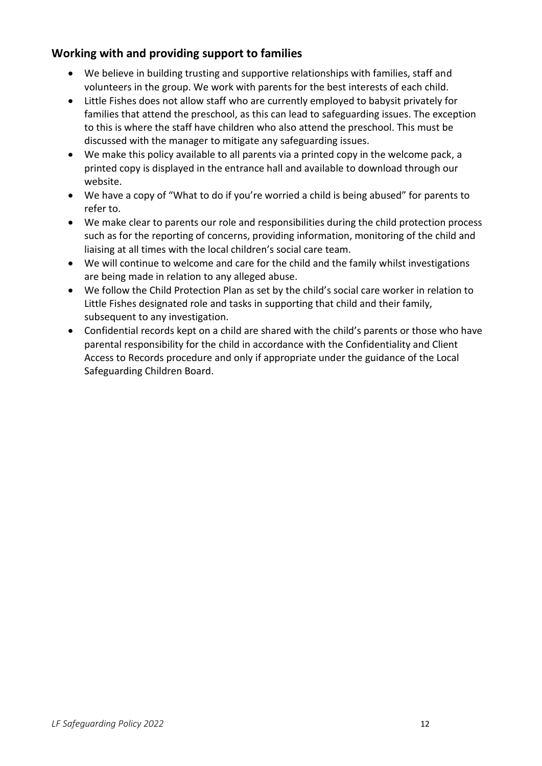## Working with and providing support to families

- We believe in building trusting and supportive relationships with families, staff and volunteers in the group. We work with parents for the best interests of each child.
- Little Fishes does not allow staff who are currently employed to babysit privately for families that attend the preschool, as this can lead to safeguarding issues. The exception to this is where the staff have children who also attend the preschool. This must be discussed with the manager to mitigate any safeguarding issues.
- We make this policy available to all parents via a printed copy in the welcome pack, a printed copy is displayed in the entrance hall and available to download through our website.
- We have a copy of "What to do if you're worried a child is being abused" for parents to refer to.
- We make clear to parents our role and responsibilities during the child protection process such as for the reporting of concerns, providing information, monitoring of the child and liaising at all times with the local children's social care team.
- We will continue to welcome and care for the child and the family whilst investigations are being made in relation to any alleged abuse.
- We follow the Child Protection Plan as set by the child's social care worker in relation to Little Fishes designated role and tasks in supporting that child and their family, subsequent to any investigation.
- Confidential records kept on a child are shared with the child's parents or those who have parental responsibility for the child in accordance with the Confidentiality and Client Access to Records procedure and only if appropriate under the guidance of the Local Safeguarding Children Board.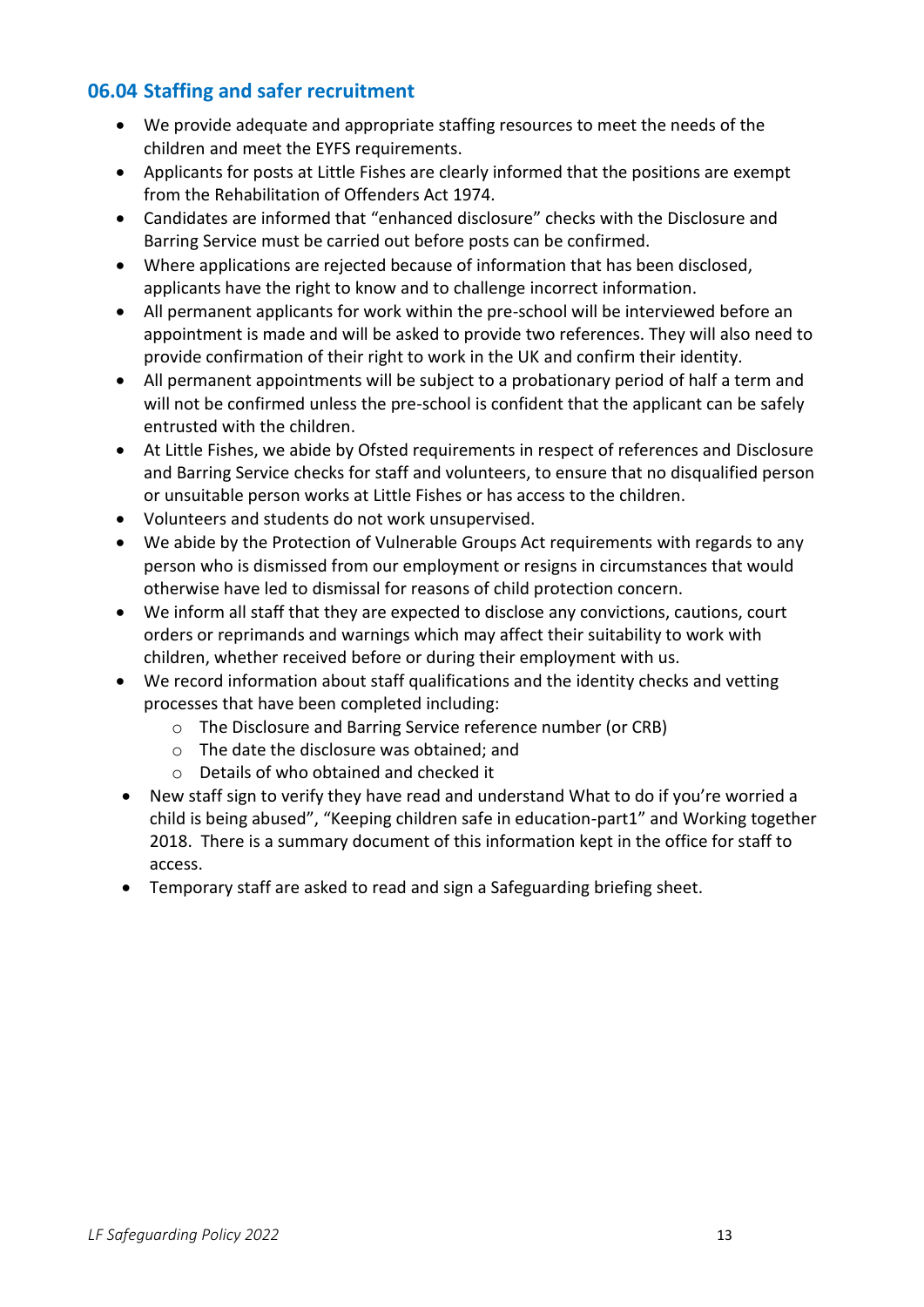## 06.04 Staffing and safer recruitment

- We provide adequate and appropriate staffing resources to meet the needs of the children and meet the EYFS requirements.
- Applicants for posts at Little Fishes are clearly informed that the positions are exempt from the Rehabilitation of Offenders Act 1974.
- Candidates are informed that "enhanced disclosure" checks with the Disclosure and Barring Service must be carried out before posts can be confirmed.
- Where applications are rejected because of information that has been disclosed, applicants have the right to know and to challenge incorrect information.
- All permanent applicants for work within the pre-school will be interviewed before an appointment is made and will be asked to provide two references. They will also need to provide confirmation of their right to work in the UK and confirm their identity.
- All permanent appointments will be subject to a probationary period of half a term and will not be confirmed unless the pre-school is confident that the applicant can be safely entrusted with the children.
- At Little Fishes, we abide by Ofsted requirements in respect of references and Disclosure and Barring Service checks for staff and volunteers, to ensure that no disqualified person or unsuitable person works at Little Fishes or has access to the children.
- Volunteers and students do not work unsupervised.
- We abide by the Protection of Vulnerable Groups Act requirements with regards to any person who is dismissed from our employment or resigns in circumstances that would otherwise have led to dismissal for reasons of child protection concern.
- We inform all staff that they are expected to disclose any convictions, cautions, court orders or reprimands and warnings which may affect their suitability to work with children, whether received before or during their employment with us.
- We record information about staff qualifications and the identity checks and vetting processes that have been completed including:
  - The Disclosure and Barring Service reference number (or CRB)
  - The date the disclosure was obtained; and
  - Details of who obtained and checked it
- New staff sign to verify they have read and understand What to do if you're worried a child is being abused", "Keeping children safe in education-part1" and Working together 2018. There is a summary document of this information kept in the office for staff to access.
- Temporary staff are asked to read and sign a Safeguarding briefing sheet.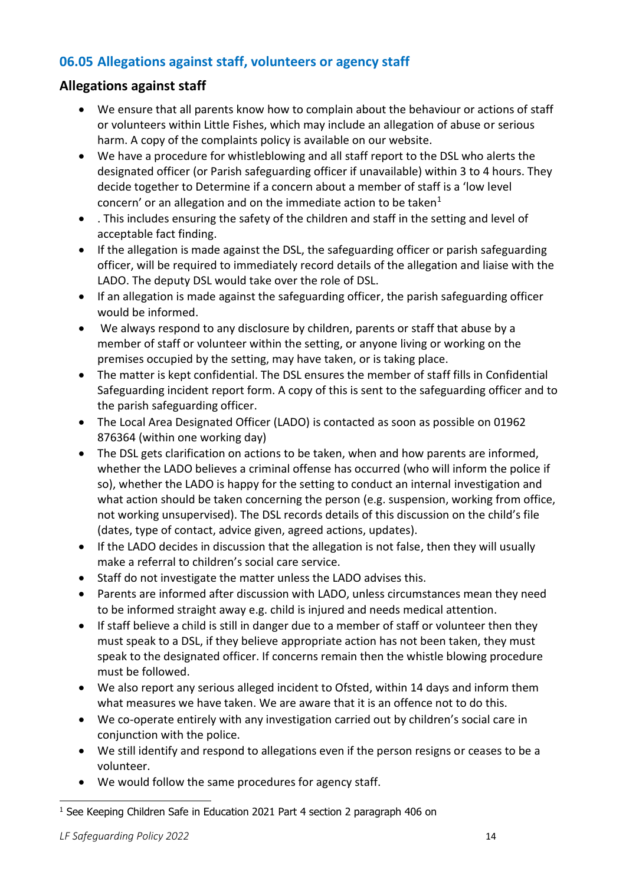## 06.05 Allegations against staff, volunteers or agency staff

### Allegations against staff

- We ensure that all parents know how to complain about the behaviour or actions of staff or volunteers within Little Fishes, which may include an allegation of abuse or serious harm. A copy of the complaints policy is available on our website.
- We have a procedure for whistleblowing and all staff report to the DSL who alerts the designated officer (or Parish safeguarding officer if unavailable) within 3 to 4 hours. They decide together to Determine if a concern about a member of staff is a 'low level concern' or an allegation and on the immediate action to be taken[1]
- . This includes ensuring the safety of the children and staff in the setting and level of acceptable fact finding.
- If the allegation is made against the DSL, the safeguarding officer or parish safeguarding officer, will be required to immediately record details of the allegation and liaise with the LADO. The deputy DSL would take over the role of DSL.
- If an allegation is made against the safeguarding officer, the parish safeguarding officer would be informed.
- We always respond to any disclosure by children, parents or staff that abuse by a member of staff or volunteer within the setting, or anyone living or working on the premises occupied by the setting, may have taken, or is taking place.
- The matter is kept confidential. The DSL ensures the member of staff fills in Confidential Safeguarding incident report form. A copy of this is sent to the safeguarding officer and to the parish safeguarding officer.
- The Local Area Designated Officer (LADO) is contacted as soon as possible on 01962 876364 (within one working day)
- The DSL gets clarification on actions to be taken, when and how parents are informed, whether the LADO believes a criminal offense has occurred (who will inform the police if so), whether the LADO is happy for the setting to conduct an internal investigation and what action should be taken concerning the person (e.g. suspension, working from office, not working unsupervised). The DSL records details of this discussion on the child's file (dates, type of contact, advice given, agreed actions, updates).
- If the LADO decides in discussion that the allegation is not false, then they will usually make a referral to children's social care service.
- Staff do not investigate the matter unless the LADO advises this.
- Parents are informed after discussion with LADO, unless circumstances mean they need to be informed straight away e.g. child is injured and needs medical attention.
- If staff believe a child is still in danger due to a member of staff or volunteer then they must speak to a DSL, if they believe appropriate action has not been taken, they must speak to the designated officer. If concerns remain then the whistle blowing procedure must be followed.
- We also report any serious alleged incident to Ofsted, within 14 days and inform them what measures we have taken. We are aware that it is an offence not to do this.
- We co-operate entirely with any investigation carried out by children's social care in conjunction with the police.
- We still identify and respond to allegations even if the person resigns or ceases to be a volunteer.
- We would follow the same procedures for agency staff.

[1] See Keeping Children Safe in Education 2021 Part 4 section 2 paragraph 406 on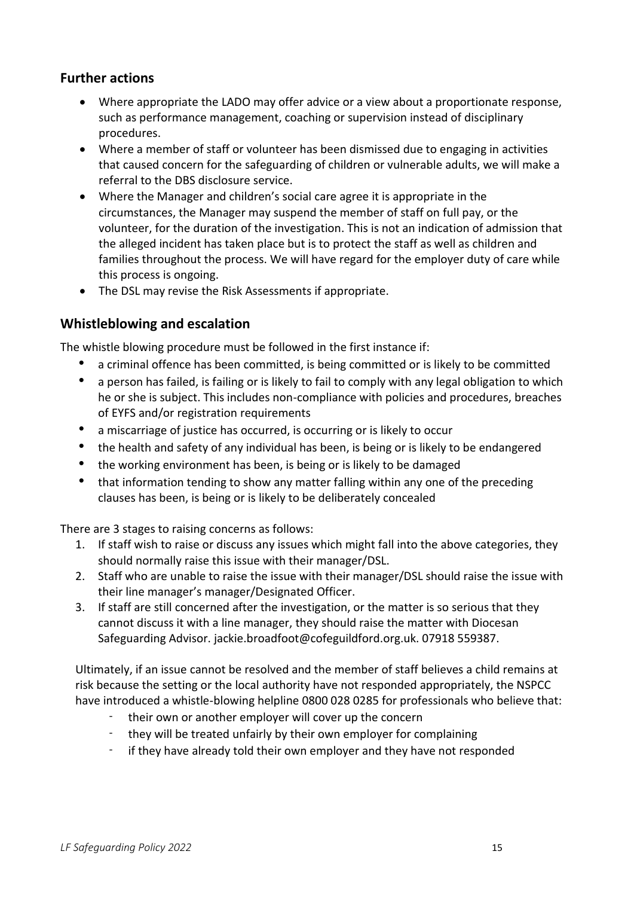## Further actions

- Where appropriate the LADO may offer advice or a view about a proportionate response, such as performance management, coaching or supervision instead of disciplinary procedures.
- Where a member of staff or volunteer has been dismissed due to engaging in activities that caused concern for the safeguarding of children or vulnerable adults, we will make a referral to the DBS disclosure service.
- Where the Manager and children's social care agree it is appropriate in the circumstances, the Manager may suspend the member of staff on full pay, or the volunteer, for the duration of the investigation. This is not an indication of admission that the alleged incident has taken place but is to protect the staff as well as children and families throughout the process. We will have regard for the employer duty of care while this process is ongoing.
- The DSL may revise the Risk Assessments if appropriate.

## Whistleblowing and escalation

The whistle blowing procedure must be followed in the first instance if:

- a criminal offence has been committed, is being committed or is likely to be committed
- a person has failed, is failing or is likely to fail to comply with any legal obligation to which he or she is subject. This includes non-compliance with policies and procedures, breaches of EYFS and/or registration requirements
- a miscarriage of justice has occurred, is occurring or is likely to occur
- the health and safety of any individual has been, is being or is likely to be endangered
- the working environment has been, is being or is likely to be damaged
- that information tending to show any matter falling within any one of the preceding clauses has been, is being or is likely to be deliberately concealed

There are 3 stages to raising concerns as follows:

1. If staff wish to raise or discuss any issues which might fall into the above categories, they should normally raise this issue with their manager/DSL.
2. Staff who are unable to raise the issue with their manager/DSL should raise the issue with their line manager's manager/Designated Officer.
3. If staff are still concerned after the investigation, or the matter is so serious that they cannot discuss it with a line manager, they should raise the matter with Diocesan Safeguarding Advisor. jackie.broadfoot@cofeguildford.org.uk. 07918 559387.

Ultimately, if an issue cannot be resolved and the member of staff believes a child remains at risk because the setting or the local authority have not responded appropriately, the NSPCC have introduced a whistle-blowing helpline 0800 028 0285 for professionals who believe that:

- their own or another employer will cover up the concern
- they will be treated unfairly by their own employer for complaining
- if they have already told their own employer and they have not responded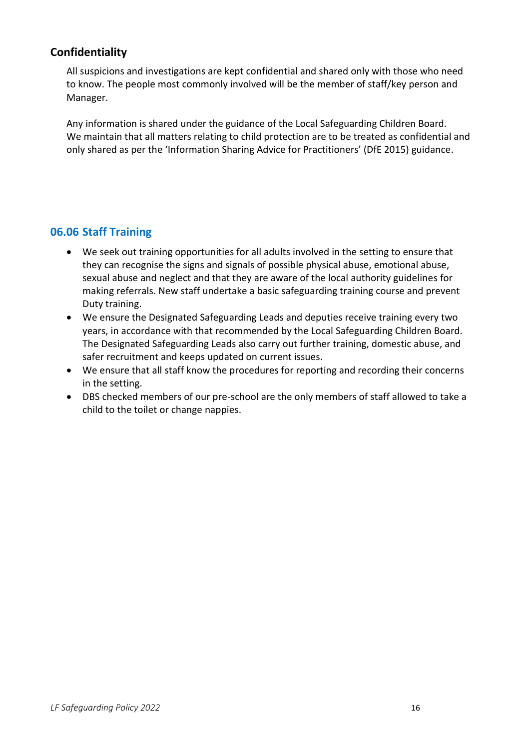## Confidentiality

All suspicions and investigations are kept confidential and shared only with those who need to know. The people most commonly involved will be the member of staff/key person and Manager.

Any information is shared under the guidance of the Local Safeguarding Children Board. We maintain that all matters relating to child protection are to be treated as confidential and only shared as per the 'Information Sharing Advice for Practitioners' (DfE 2015) guidance.

## 06.06 Staff Training

- We seek out training opportunities for all adults involved in the setting to ensure that they can recognise the signs and signals of possible physical abuse, emotional abuse, sexual abuse and neglect and that they are aware of the local authority guidelines for making referrals. New staff undertake a basic safeguarding training course and prevent Duty training.
- We ensure the Designated Safeguarding Leads and deputies receive training every two years, in accordance with that recommended by the Local Safeguarding Children Board. The Designated Safeguarding Leads also carry out further training, domestic abuse, and safer recruitment and keeps updated on current issues.
- We ensure that all staff know the procedures for reporting and recording their concerns in the setting.
- DBS checked members of our pre-school are the only members of staff allowed to take a child to the toilet or change nappies.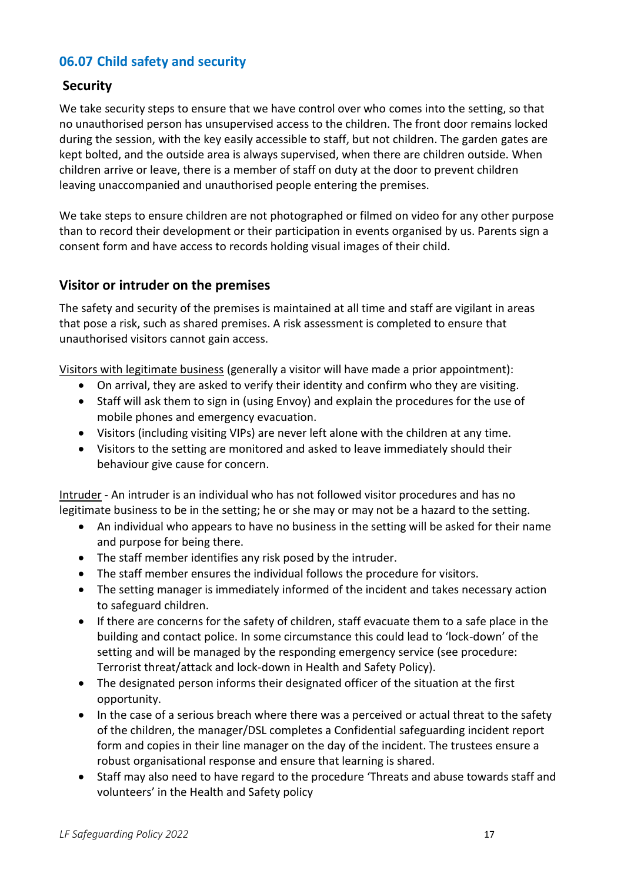## 06.07 Child safety and security

### Security

We take security steps to ensure that we have control over who comes into the setting, so that no unauthorised person has unsupervised access to the children. The front door remains locked during the session, with the key easily accessible to staff, but not children. The garden gates are kept bolted, and the outside area is always supervised, when there are children outside. When children arrive or leave, there is a member of staff on duty at the door to prevent children leaving unaccompanied and unauthorised people entering the premises.

We take steps to ensure children are not photographed or filmed on video for any other purpose than to record their development or their participation in events organised by us. Parents sign a consent form and have access to records holding visual images of their child.

### Visitor or intruder on the premises

The safety and security of the premises is maintained at all time and staff are vigilant in areas that pose a risk, such as shared premises. A risk assessment is completed to ensure that unauthorised visitors cannot gain access.

<u>Visitors with legitimate business</u> (generally a visitor will have made a prior appointment):

- On arrival, they are asked to verify their identity and confirm who they are visiting.
- Staff will ask them to sign in (using Envoy) and explain the procedures for the use of mobile phones and emergency evacuation.
- Visitors (including visiting VIPs) are never left alone with the children at any time.
- Visitors to the setting are monitored and asked to leave immediately should their behaviour give cause for concern.

<u>Intruder</u> - An intruder is an individual who has not followed visitor procedures and has no legitimate business to be in the setting; he or she may or may not be a hazard to the setting.

- An individual who appears to have no business in the setting will be asked for their name and purpose for being there.
- The staff member identifies any risk posed by the intruder.
- The staff member ensures the individual follows the procedure for visitors.
- The setting manager is immediately informed of the incident and takes necessary action to safeguard children.
- If there are concerns for the safety of children, staff evacuate them to a safe place in the building and contact police. In some circumstance this could lead to 'lock-down' of the setting and will be managed by the responding emergency service (see procedure: Terrorist threat/attack and lock-down in Health and Safety Policy).
- The designated person informs their designated officer of the situation at the first opportunity.
- In the case of a serious breach where there was a perceived or actual threat to the safety of the children, the manager/DSL completes a Confidential safeguarding incident report form and copies in their line manager on the day of the incident. The trustees ensure a robust organisational response and ensure that learning is shared.
- Staff may also need to have regard to the procedure 'Threats and abuse towards staff and volunteers' in the Health and Safety policy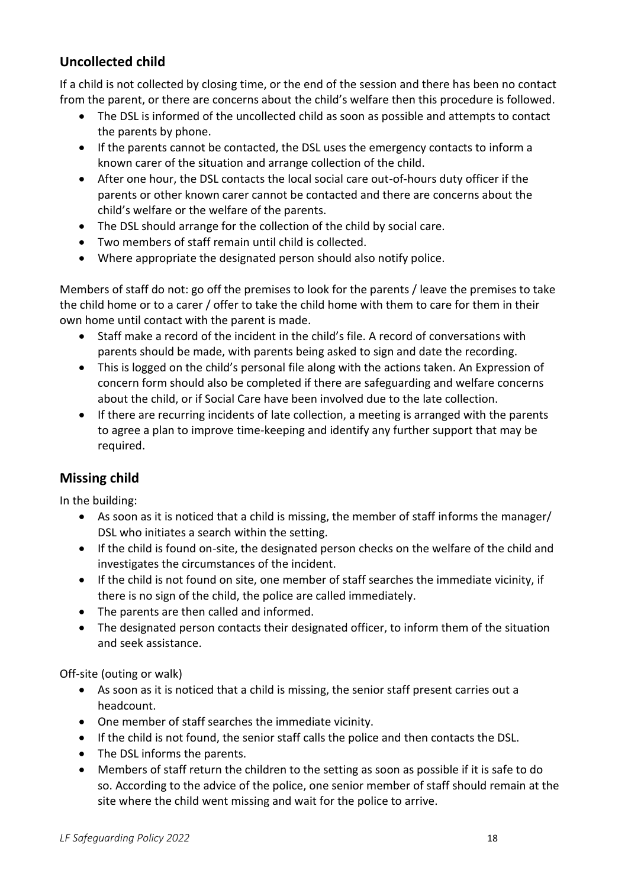## Uncollected child

If a child is not collected by closing time, or the end of the session and there has been no contact from the parent, or there are concerns about the child's welfare then this procedure is followed.

- The DSL is informed of the uncollected child as soon as possible and attempts to contact the parents by phone.
- If the parents cannot be contacted, the DSL uses the emergency contacts to inform a known carer of the situation and arrange collection of the child.
- After one hour, the DSL contacts the local social care out-of-hours duty officer if the parents or other known carer cannot be contacted and there are concerns about the child's welfare or the welfare of the parents.
- The DSL should arrange for the collection of the child by social care.
- Two members of staff remain until child is collected.
- Where appropriate the designated person should also notify police.

Members of staff do not: go off the premises to look for the parents / leave the premises to take the child home or to a carer / offer to take the child home with them to care for them in their own home until contact with the parent is made.

- Staff make a record of the incident in the child's file. A record of conversations with parents should be made, with parents being asked to sign and date the recording.
- This is logged on the child's personal file along with the actions taken. An Expression of concern form should also be completed if there are safeguarding and welfare concerns about the child, or if Social Care have been involved due to the late collection.
- If there are recurring incidents of late collection, a meeting is arranged with the parents to agree a plan to improve time-keeping and identify any further support that may be required.

## Missing child

In the building:

- As soon as it is noticed that a child is missing, the member of staff informs the manager/ DSL who initiates a search within the setting.
- If the child is found on-site, the designated person checks on the welfare of the child and investigates the circumstances of the incident.
- If the child is not found on site, one member of staff searches the immediate vicinity, if there is no sign of the child, the police are called immediately.
- The parents are then called and informed.
- The designated person contacts their designated officer, to inform them of the situation and seek assistance.

Off-site (outing or walk)

- As soon as it is noticed that a child is missing, the senior staff present carries out a headcount.
- One member of staff searches the immediate vicinity.
- If the child is not found, the senior staff calls the police and then contacts the DSL.
- The DSL informs the parents.
- Members of staff return the children to the setting as soon as possible if it is safe to do so. According to the advice of the police, one senior member of staff should remain at the site where the child went missing and wait for the police to arrive.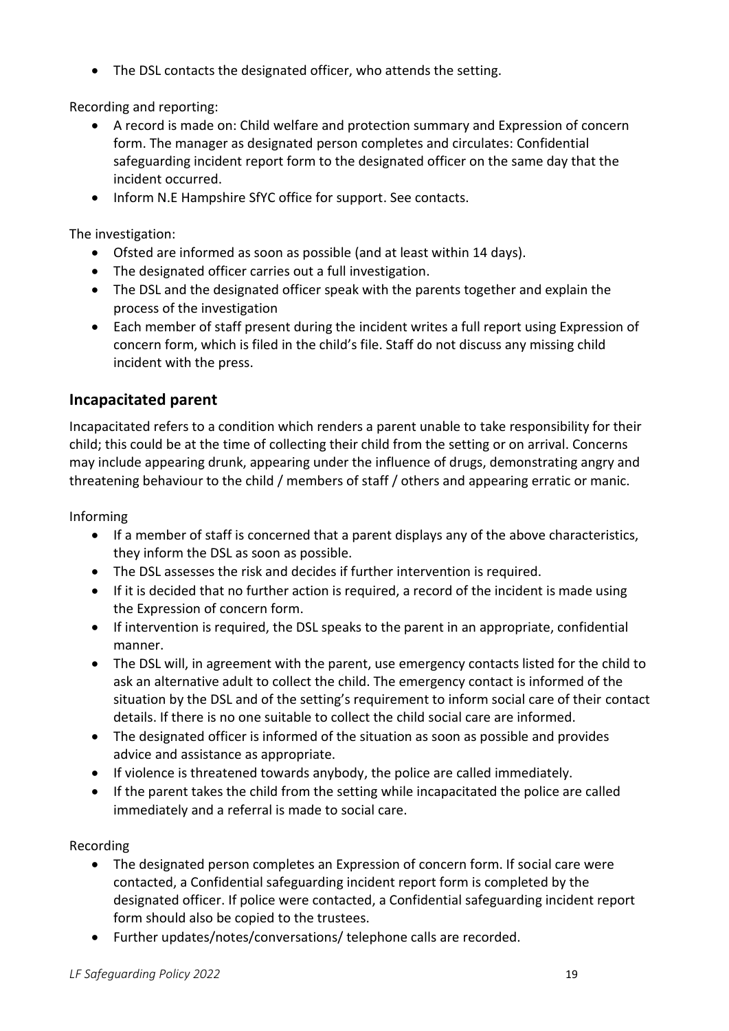- The DSL contacts the designated officer, who attends the setting.

Recording and reporting:

- A record is made on: Child welfare and protection summary and Expression of concern form. The manager as designated person completes and circulates: Confidential safeguarding incident report form to the designated officer on the same day that the incident occurred.
- Inform N.E Hampshire SfYC office for support. See contacts.

The investigation:

- Ofsted are informed as soon as possible (and at least within 14 days).
- The designated officer carries out a full investigation.
- The DSL and the designated officer speak with the parents together and explain the process of the investigation
- Each member of staff present during the incident writes a full report using Expression of concern form, which is filed in the child's file. Staff do not discuss any missing child incident with the press.

## Incapacitated parent

Incapacitated refers to a condition which renders a parent unable to take responsibility for their child; this could be at the time of collecting their child from the setting or on arrival. Concerns may include appearing drunk, appearing under the influence of drugs, demonstrating angry and threatening behaviour to the child / members of staff / others and appearing erratic or manic.

Informing

- If a member of staff is concerned that a parent displays any of the above characteristics, they inform the DSL as soon as possible.
- The DSL assesses the risk and decides if further intervention is required.
- If it is decided that no further action is required, a record of the incident is made using the Expression of concern form.
- If intervention is required, the DSL speaks to the parent in an appropriate, confidential manner.
- The DSL will, in agreement with the parent, use emergency contacts listed for the child to ask an alternative adult to collect the child. The emergency contact is informed of the situation by the DSL and of the setting's requirement to inform social care of their contact details. If there is no one suitable to collect the child social care are informed.
- The designated officer is informed of the situation as soon as possible and provides advice and assistance as appropriate.
- If violence is threatened towards anybody, the police are called immediately.
- If the parent takes the child from the setting while incapacitated the police are called immediately and a referral is made to social care.

Recording

- The designated person completes an Expression of concern form. If social care were contacted, a Confidential safeguarding incident report form is completed by the designated officer. If police were contacted, a Confidential safeguarding incident report form should also be copied to the trustees.
- Further updates/notes/conversations/ telephone calls are recorded.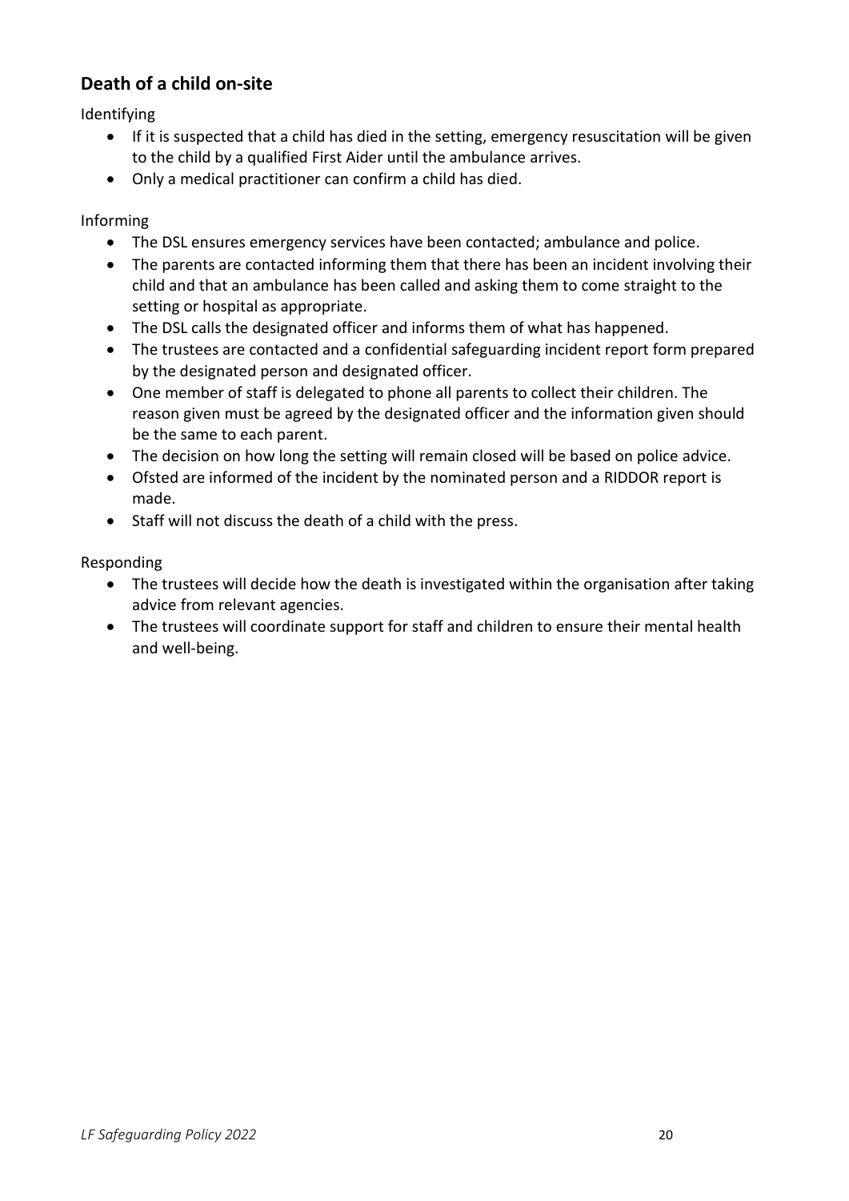## Death of a child on-site

Identifying

- If it is suspected that a child has died in the setting, emergency resuscitation will be given to the child by a qualified First Aider until the ambulance arrives.
- Only a medical practitioner can confirm a child has died.

Informing

- The DSL ensures emergency services have been contacted; ambulance and police.
- The parents are contacted informing them that there has been an incident involving their child and that an ambulance has been called and asking them to come straight to the setting or hospital as appropriate.
- The DSL calls the designated officer and informs them of what has happened.
- The trustees are contacted and a confidential safeguarding incident report form prepared by the designated person and designated officer.
- One member of staff is delegated to phone all parents to collect their children. The reason given must be agreed by the designated officer and the information given should be the same to each parent.
- The decision on how long the setting will remain closed will be based on police advice.
- Ofsted are informed of the incident by the nominated person and a RIDDOR report is made.
- Staff will not discuss the death of a child with the press.

Responding

- The trustees will decide how the death is investigated within the organisation after taking advice from relevant agencies.
- The trustees will coordinate support for staff and children to ensure their mental health and well-being.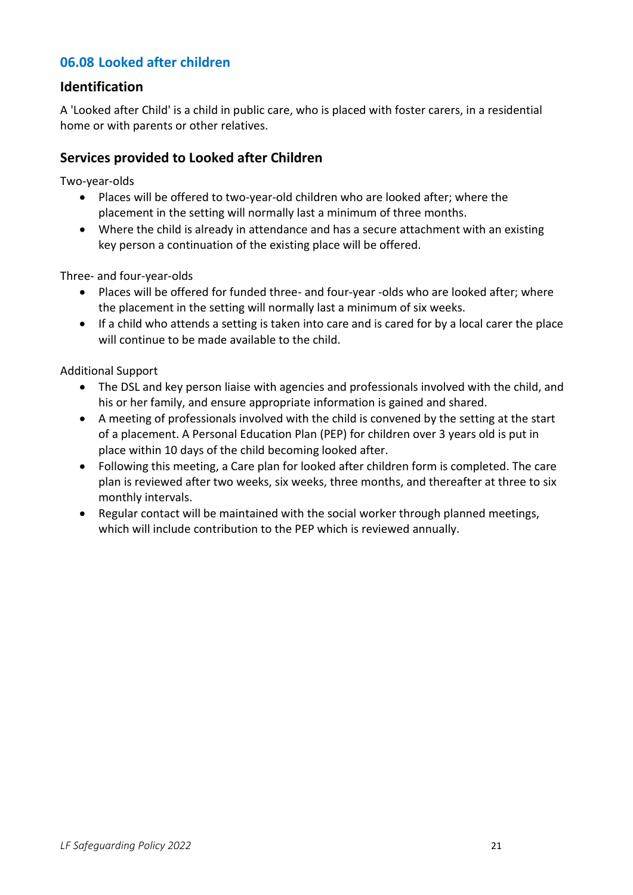## 06.08 Looked after children

### Identification

A 'Looked after Child' is a child in public care, who is placed with foster carers, in a residential home or with parents or other relatives.

### Services provided to Looked after Children

Two-year-olds

- Places will be offered to two-year-old children who are looked after; where the placement in the setting will normally last a minimum of three months.
- Where the child is already in attendance and has a secure attachment with an existing key person a continuation of the existing place will be offered.

Three- and four-year-olds

- Places will be offered for funded three- and four-year -olds who are looked after; where the placement in the setting will normally last a minimum of six weeks.
- If a child who attends a setting is taken into care and is cared for by a local carer the place will continue to be made available to the child.

Additional Support

- The DSL and key person liaise with agencies and professionals involved with the child, and his or her family, and ensure appropriate information is gained and shared.
- A meeting of professionals involved with the child is convened by the setting at the start of a placement. A Personal Education Plan (PEP) for children over 3 years old is put in place within 10 days of the child becoming looked after.
- Following this meeting, a Care plan for looked after children form is completed. The care plan is reviewed after two weeks, six weeks, three months, and thereafter at three to six monthly intervals.
- Regular contact will be maintained with the social worker through planned meetings, which will include contribution to the PEP which is reviewed annually.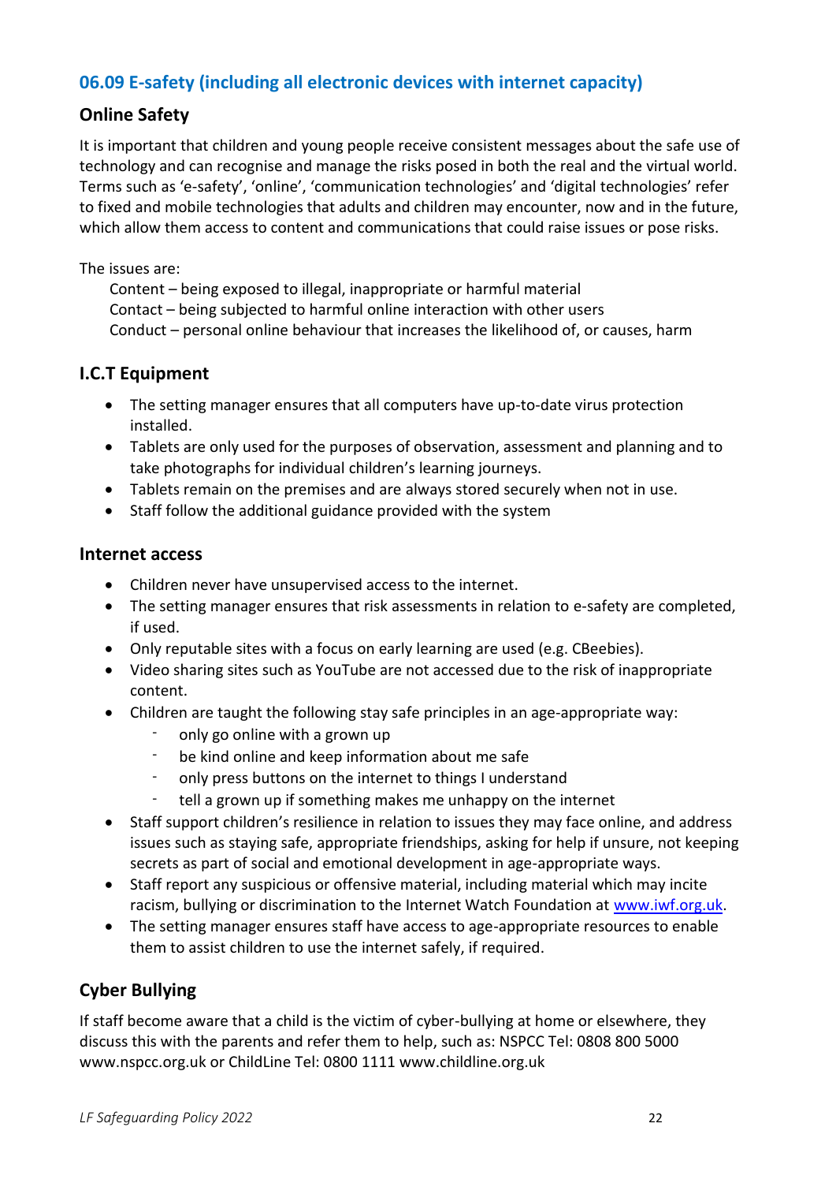## 06.09 E-safety (including all electronic devices with internet capacity)

### Online Safety

It is important that children and young people receive consistent messages about the safe use of technology and can recognise and manage the risks posed in both the real and the virtual world. Terms such as 'e-safety', 'online', 'communication technologies' and 'digital technologies' refer to fixed and mobile technologies that adults and children may encounter, now and in the future, which allow them access to content and communications that could raise issues or pose risks.

The issues are:

Content – being exposed to illegal, inappropriate or harmful material
Contact – being subjected to harmful online interaction with other users
Conduct – personal online behaviour that increases the likelihood of, or causes, harm

### I.C.T Equipment

- The setting manager ensures that all computers have up-to-date virus protection installed.
- Tablets are only used for the purposes of observation, assessment and planning and to take photographs for individual children's learning journeys.
- Tablets remain on the premises and are always stored securely when not in use.
- Staff follow the additional guidance provided with the system

### Internet access

- Children never have unsupervised access to the internet.
- The setting manager ensures that risk assessments in relation to e-safety are completed, if used.
- Only reputable sites with a focus on early learning are used (e.g. CBeebies).
- Video sharing sites such as YouTube are not accessed due to the risk of inappropriate content.
- Children are taught the following stay safe principles in an age-appropriate way:
  - only go online with a grown up
  - be kind online and keep information about me safe
  - only press buttons on the internet to things I understand
  - tell a grown up if something makes me unhappy on the internet
- Staff support children's resilience in relation to issues they may face online, and address issues such as staying safe, appropriate friendships, asking for help if unsure, not keeping secrets as part of social and emotional development in age-appropriate ways.
- Staff report any suspicious or offensive material, including material which may incite racism, bullying or discrimination to the Internet Watch Foundation at www.iwf.org.uk.
- The setting manager ensures staff have access to age-appropriate resources to enable them to assist children to use the internet safely, if required.

### Cyber Bullying

If staff become aware that a child is the victim of cyber-bullying at home or elsewhere, they discuss this with the parents and refer them to help, such as: NSPCC Tel: 0808 800 5000 www.nspcc.org.uk or ChildLine Tel: 0800 1111 www.childline.org.uk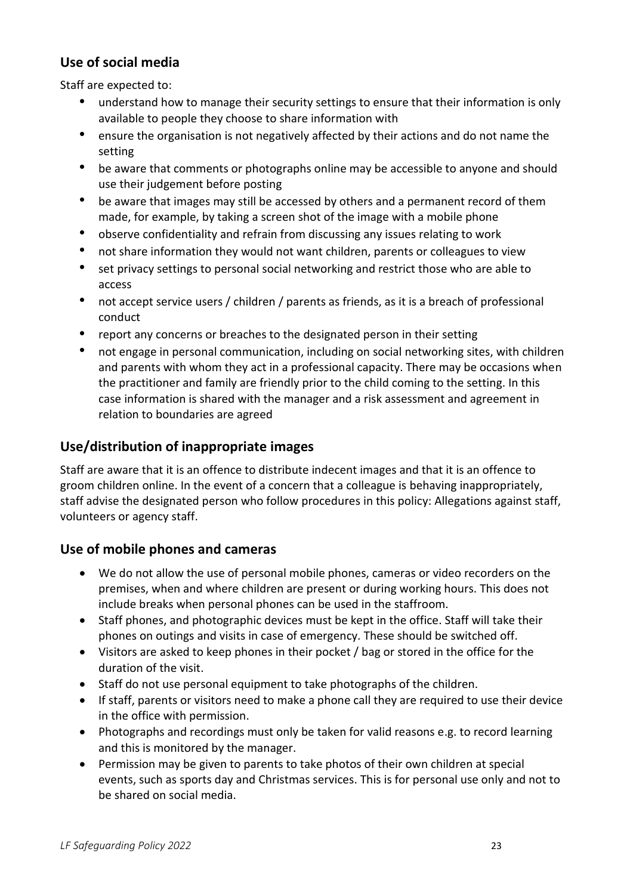## Use of social media

Staff are expected to:

- understand how to manage their security settings to ensure that their information is only available to people they choose to share information with
- ensure the organisation is not negatively affected by their actions and do not name the setting
- be aware that comments or photographs online may be accessible to anyone and should use their judgement before posting
- be aware that images may still be accessed by others and a permanent record of them made, for example, by taking a screen shot of the image with a mobile phone
- observe confidentiality and refrain from discussing any issues relating to work
- not share information they would not want children, parents or colleagues to view
- set privacy settings to personal social networking and restrict those who are able to access
- not accept service users / children / parents as friends, as it is a breach of professional conduct
- report any concerns or breaches to the designated person in their setting
- not engage in personal communication, including on social networking sites, with children and parents with whom they act in a professional capacity. There may be occasions when the practitioner and family are friendly prior to the child coming to the setting. In this case information is shared with the manager and a risk assessment and agreement in relation to boundaries are agreed

## Use/distribution of inappropriate images

Staff are aware that it is an offence to distribute indecent images and that it is an offence to groom children online. In the event of a concern that a colleague is behaving inappropriately, staff advise the designated person who follow procedures in this policy: Allegations against staff, volunteers or agency staff.

## Use of mobile phones and cameras

- We do not allow the use of personal mobile phones, cameras or video recorders on the premises, when and where children are present or during working hours. This does not include breaks when personal phones can be used in the staffroom.
- Staff phones, and photographic devices must be kept in the office. Staff will take their phones on outings and visits in case of emergency. These should be switched off.
- Visitors are asked to keep phones in their pocket / bag or stored in the office for the duration of the visit.
- Staff do not use personal equipment to take photographs of the children.
- If staff, parents or visitors need to make a phone call they are required to use their device in the office with permission.
- Photographs and recordings must only be taken for valid reasons e.g. to record learning and this is monitored by the manager.
- Permission may be given to parents to take photos of their own children at special events, such as sports day and Christmas services. This is for personal use only and not to be shared on social media.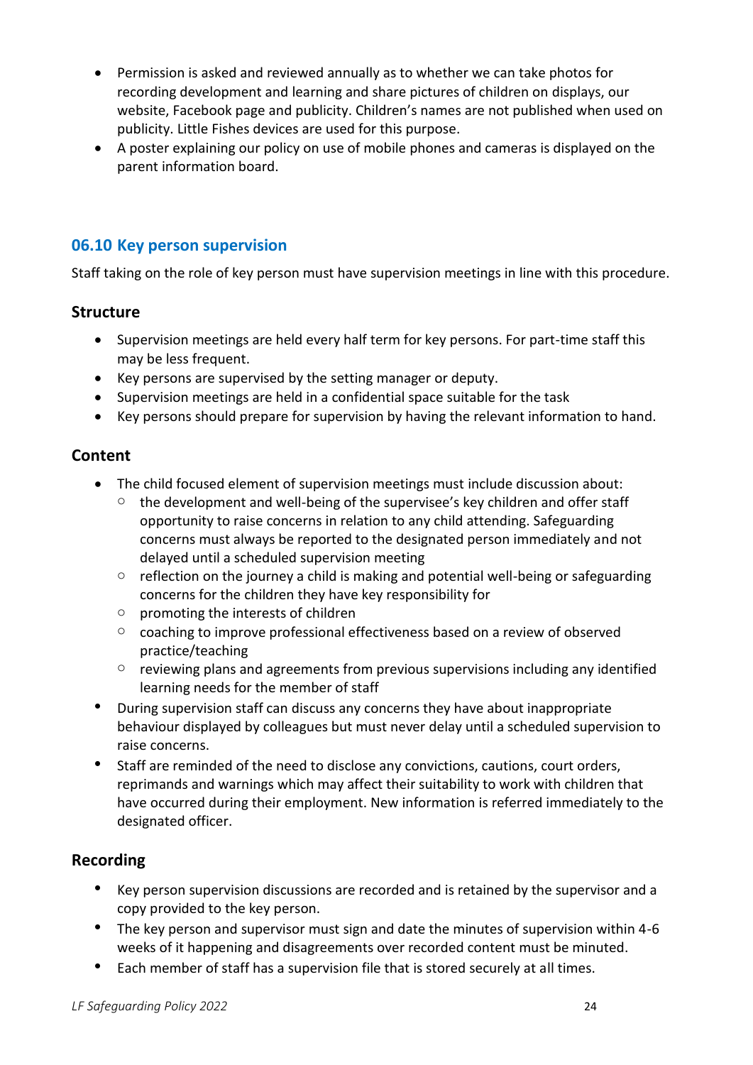- Permission is asked and reviewed annually as to whether we can take photos for recording development and learning and share pictures of children on displays, our website, Facebook page and publicity. Children's names are not published when used on publicity. Little Fishes devices are used for this purpose.
- A poster explaining our policy on use of mobile phones and cameras is displayed on the parent information board.

## 06.10 Key person supervision

Staff taking on the role of key person must have supervision meetings in line with this procedure.

### Structure

- Supervision meetings are held every half term for key persons. For part-time staff this may be less frequent.
- Key persons are supervised by the setting manager or deputy.
- Supervision meetings are held in a confidential space suitable for the task
- Key persons should prepare for supervision by having the relevant information to hand.

### Content

- The child focused element of supervision meetings must include discussion about:
  - the development and well-being of the supervisee's key children and offer staff opportunity to raise concerns in relation to any child attending. Safeguarding concerns must always be reported to the designated person immediately and not delayed until a scheduled supervision meeting
  - reflection on the journey a child is making and potential well-being or safeguarding concerns for the children they have key responsibility for
  - promoting the interests of children
  - coaching to improve professional effectiveness based on a review of observed practice/teaching
  - reviewing plans and agreements from previous supervisions including any identified learning needs for the member of staff
- During supervision staff can discuss any concerns they have about inappropriate behaviour displayed by colleagues but must never delay until a scheduled supervision to raise concerns.
- Staff are reminded of the need to disclose any convictions, cautions, court orders, reprimands and warnings which may affect their suitability to work with children that have occurred during their employment. New information is referred immediately to the designated officer.

### Recording

- Key person supervision discussions are recorded and is retained by the supervisor and a copy provided to the key person.
- The key person and supervisor must sign and date the minutes of supervision within 4-6 weeks of it happening and disagreements over recorded content must be minuted.
- Each member of staff has a supervision file that is stored securely at all times.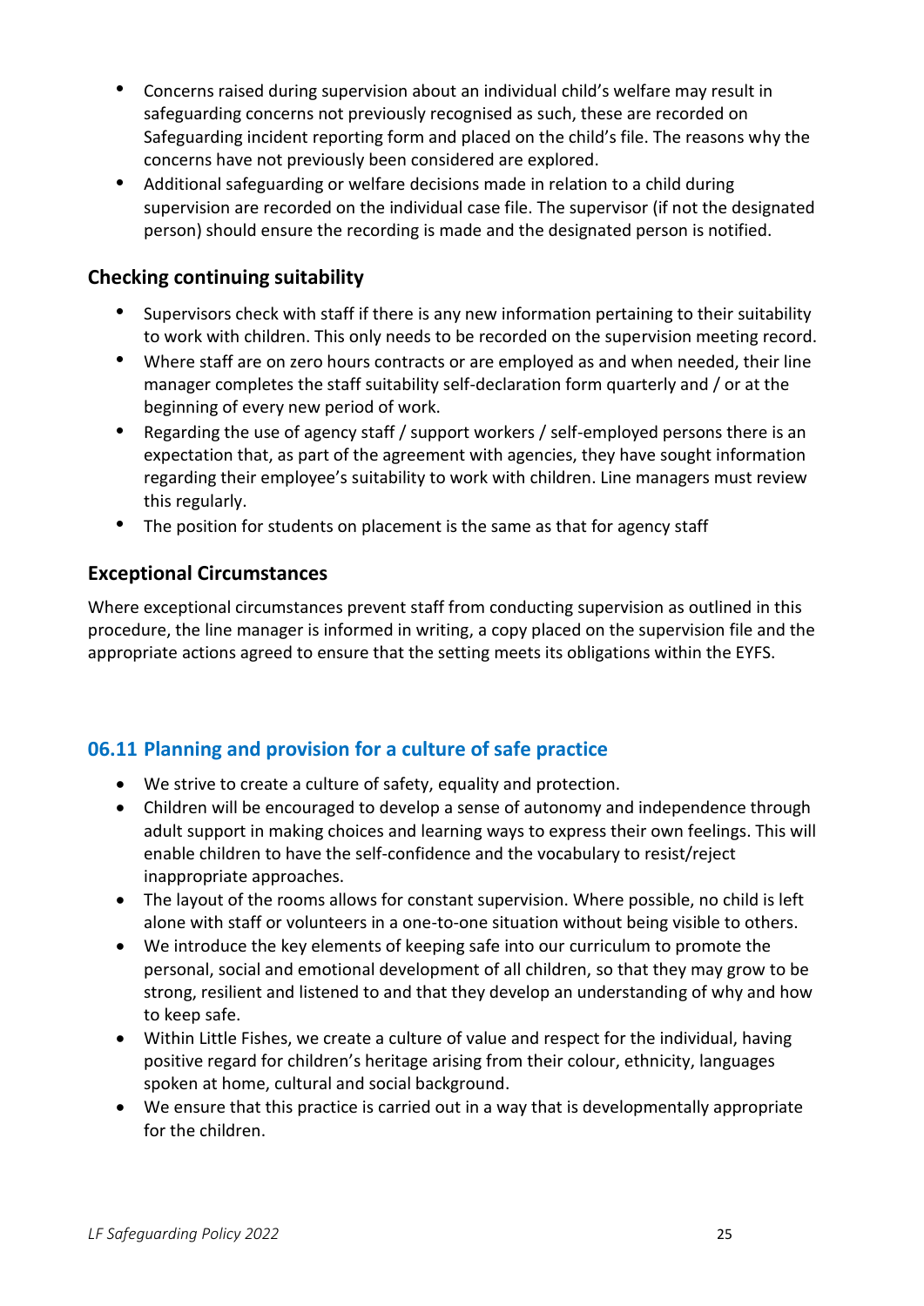- Concerns raised during supervision about an individual child's welfare may result in safeguarding concerns not previously recognised as such, these are recorded on Safeguarding incident reporting form and placed on the child's file. The reasons why the concerns have not previously been considered are explored.
- Additional safeguarding or welfare decisions made in relation to a child during supervision are recorded on the individual case file. The supervisor (if not the designated person) should ensure the recording is made and the designated person is notified.

### Checking continuing suitability

- Supervisors check with staff if there is any new information pertaining to their suitability to work with children. This only needs to be recorded on the supervision meeting record.
- Where staff are on zero hours contracts or are employed as and when needed, their line manager completes the staff suitability self-declaration form quarterly and / or at the beginning of every new period of work.
- Regarding the use of agency staff / support workers / self-employed persons there is an expectation that, as part of the agreement with agencies, they have sought information regarding their employee's suitability to work with children. Line managers must review this regularly.
- The position for students on placement is the same as that for agency staff

### Exceptional Circumstances

Where exceptional circumstances prevent staff from conducting supervision as outlined in this procedure, the line manager is informed in writing, a copy placed on the supervision file and the appropriate actions agreed to ensure that the setting meets its obligations within the EYFS.

## 06.11 Planning and provision for a culture of safe practice

- We strive to create a culture of safety, equality and protection.
- Children will be encouraged to develop a sense of autonomy and independence through adult support in making choices and learning ways to express their own feelings. This will enable children to have the self-confidence and the vocabulary to resist/reject inappropriate approaches.
- The layout of the rooms allows for constant supervision. Where possible, no child is left alone with staff or volunteers in a one-to-one situation without being visible to others.
- We introduce the key elements of keeping safe into our curriculum to promote the personal, social and emotional development of all children, so that they may grow to be strong, resilient and listened to and that they develop an understanding of why and how to keep safe.
- Within Little Fishes, we create a culture of value and respect for the individual, having positive regard for children's heritage arising from their colour, ethnicity, languages spoken at home, cultural and social background.
- We ensure that this practice is carried out in a way that is developmentally appropriate for the children.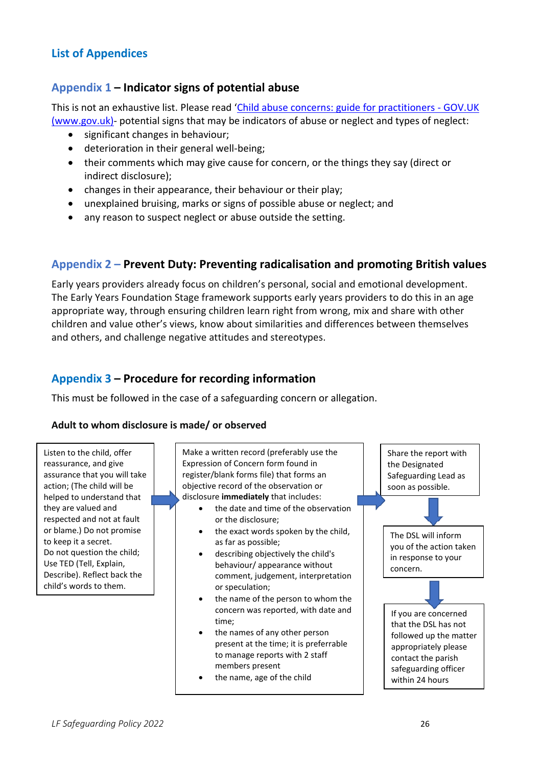## List of Appendices

### Appendix 1 – Indicator signs of potential abuse

This is not an exhaustive list. Please read '[Child abuse concerns: guide for practitioners - GOV.UK (www.gov.uk)](www.gov.uk)- potential signs that may be indicators of abuse or neglect and types of neglect:

- significant changes in behaviour;
- deterioration in their general well-being;
- their comments which may give cause for concern, or the things they say (direct or indirect disclosure);
- changes in their appearance, their behaviour or their play;
- unexplained bruising, marks or signs of possible abuse or neglect; and
- any reason to suspect neglect or abuse outside the setting.

### Appendix 2 – Prevent Duty: Preventing radicalisation and promoting British values

Early years providers already focus on children's personal, social and emotional development. The Early Years Foundation Stage framework supports early years providers to do this in an age appropriate way, through ensuring children learn right from wrong, mix and share with other children and value other's views, know about similarities and differences between themselves and others, and challenge negative attitudes and stereotypes.

### Appendix 3 – Procedure for recording information

This must be followed in the case of a safeguarding concern or allegation.

**Adult to whom disclosure is made/ or observed**

Listen to the child, offer reassurance, and give assurance that you will take action; (The child will be helped to understand that they are valued and respected and not at fault or blame.) Do not promise to keep it a secret.
Do not question the child; Use TED (Tell, Explain, Describe). Reflect back the child's words to them.

→

Make a written record (preferably use the Expression of Concern form found in register/blank forms file) that forms an objective record of the observation or disclosure **immediately** that includes:

- the date and time of the observation or the disclosure;
- the exact words spoken by the child, as far as possible;
- describing objectively the child's behaviour/ appearance without comment, judgement, interpretation or speculation;
- the name of the person to whom the concern was reported, with date and time;
- the names of any other person present at the time; it is preferrable to manage reports with 2 staff members present
- the name, age of the child

→

Share the report with the Designated Safeguarding Lead as soon as possible.

↓

The DSL will inform you of the action taken in response to your concern.

↓

If you are concerned that the DSL has not followed up the matter appropriately please contact the parish safeguarding officer within 24 hours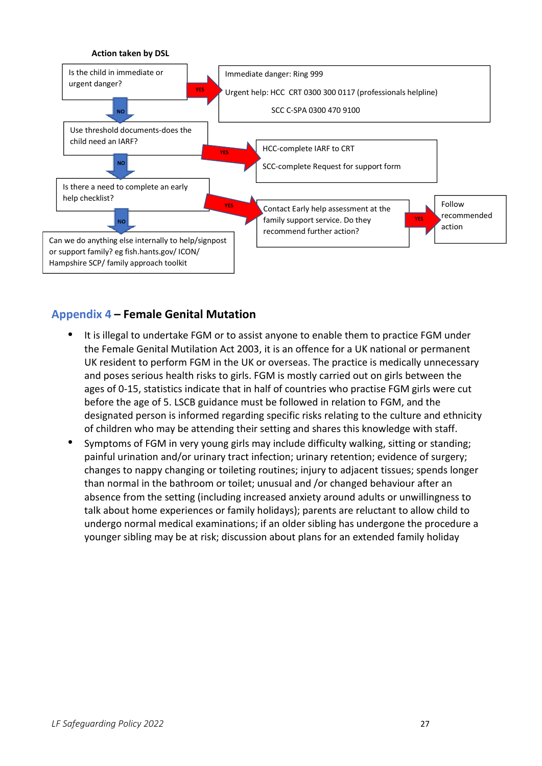**Action taken by DSL**

Is the child in immediate or urgent danger?

YES

Immediate danger: Ring 999

Urgent help: HCC CRT 0300 300 0117 (professionals helpline)

SCC C-SPA 0300 470 9100

NO

Use threshold documents-does the child need an IARF?

YES

HCC-complete IARF to CRT

SCC-complete Request for support form

NO

Is there a need to complete an early help checklist?

YES

Contact Early help assessment at the family support service. Do they recommend further action?

YES

Follow recommended action

NO

Can we do anything else internally to help/signpost or support family? eg fish.hants.gov/ ICON/ Hampshire SCP/ family approach toolkit

## Appendix 4 – Female Genital Mutation

- It is illegal to undertake FGM or to assist anyone to enable them to practice FGM under the Female Genital Mutilation Act 2003, it is an offence for a UK national or permanent UK resident to perform FGM in the UK or overseas. The practice is medically unnecessary and poses serious health risks to girls. FGM is mostly carried out on girls between the ages of 0-15, statistics indicate that in half of countries who practise FGM girls were cut before the age of 5. LSCB guidance must be followed in relation to FGM, and the designated person is informed regarding specific risks relating to the culture and ethnicity of children who may be attending their setting and shares this knowledge with staff.
- Symptoms of FGM in very young girls may include difficulty walking, sitting or standing; painful urination and/or urinary tract infection; urinary retention; evidence of surgery; changes to nappy changing or toileting routines; injury to adjacent tissues; spends longer than normal in the bathroom or toilet; unusual and /or changed behaviour after an absence from the setting (including increased anxiety around adults or unwillingness to talk about home experiences or family holidays); parents are reluctant to allow child to undergo normal medical examinations; if an older sibling has undergone the procedure a younger sibling may be at risk; discussion about plans for an extended family holiday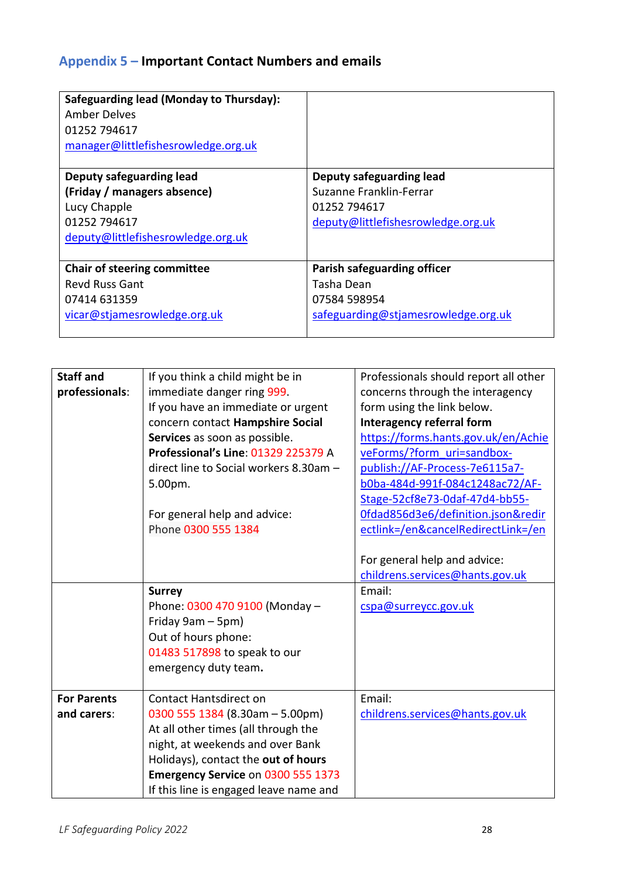## Appendix 5 – Important Contact Numbers and emails

| | |
|---|---|
| **Safeguarding lead (Monday to Thursday):**<br>Amber Delves<br>01252 794617<br>manager@littlefishesrowledge.org.uk | |
| **Deputy safeguarding lead**<br>**(Friday / managers absence)**<br>Lucy Chapple<br>01252 794617<br>deputy@littlefishesrowledge.org.uk | **Deputy safeguarding lead**<br>Suzanne Franklin-Ferrar<br>01252 794617<br>deputy@littlefishesrowledge.org.uk |
| **Chair of steering committee**<br>Revd Russ Gant<br>07414 631359<br>vicar@stjamesrowledge.org.uk | **Parish safeguarding officer**<br>Tasha Dean<br>07584 598954<br>safeguarding@stjamesrowledge.org.uk |

| | | |
|---|---|---|
| **Staff and professionals**: | If you think a child might be in immediate danger ring 999.<br>If you have an immediate or urgent concern contact **Hampshire Social Services** as soon as possible.<br>**Professional's Line**: 01329 225379 A direct line to Social workers 8.30am – 5.00pm.<br><br>For general help and advice:<br>Phone 0300 555 1384 | Professionals should report all other concerns through the interagency form using the link below.<br>**Interagency referral form**<br>https://forms.hants.gov.uk/en/AchieveForms/?form_uri=sandbox-publish://AF-Process-7e6115a7-b0ba-484d-991f-084c1248ac72/AF-Stage-52cf8e73-0daf-47d4-bb55-0fdad856d3e6/definition.json&redirectlink=/en&cancelRedirectLink=/en<br><br>For general help and advice:<br>childrens.services@hants.gov.uk |
| | **Surrey**<br>Phone: 0300 470 9100 (Monday – Friday 9am – 5pm)<br>Out of hours phone:<br>01483 517898 to speak to our emergency duty team**.** | Email:<br>cspa@surreycc.gov.uk |
| **For Parents and carers**: | Contact Hantsdirect on<br>0300 555 1384 (8.30am – 5.00pm)<br>At all other times (all through the night, at weekends and over Bank Holidays), contact the **out of hours Emergency Service** on 0300 555 1373<br>If this line is engaged leave name and | Email:<br>childrens.services@hants.gov.uk |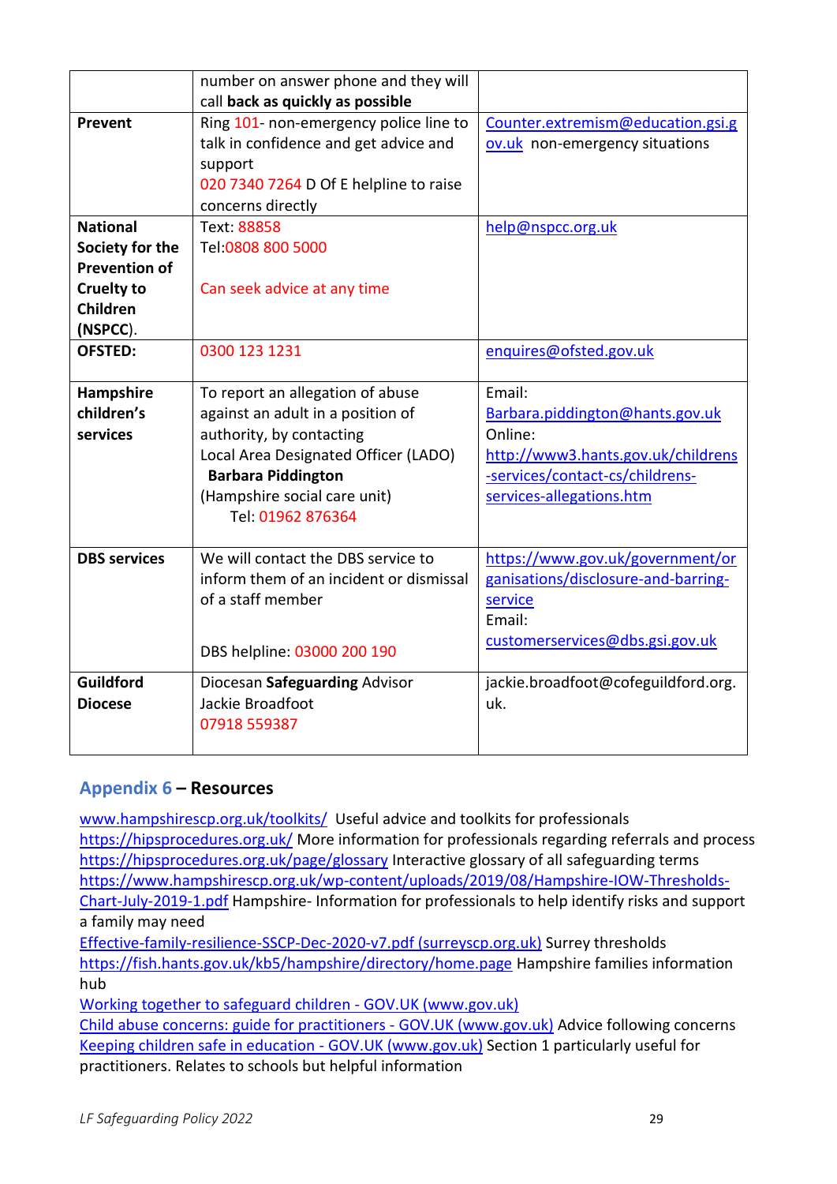| | | |
|---|---|---|
| | number on answer phone and they will call **back as quickly as possible** | |
| **Prevent** | Ring 101- non-emergency police line to talk in confidence and get advice and support<br>020 7340 7264 D Of E helpline to raise concerns directly | Counter.extremism@education.gsi.gov.uk non-emergency situations |
| **National Society for the Prevention of Cruelty to Children (NSPCC).** | Text: 88858<br>Tel:0808 800 5000<br><br>Can seek advice at any time | help@nspcc.org.uk |
| **OFSTED:** | 0300 123 1231 | enquires@ofsted.gov.uk |
| **Hampshire children's services** | To report an allegation of abuse against an adult in a position of authority, by contacting Local Area Designated Officer (LADO) **Barbara Piddington** (Hampshire social care unit) Tel: 01962 876364 | Email: Barbara.piddington@hants.gov.uk<br>Online: http://www3.hants.gov.uk/childrens-services/contact-cs/childrens-services-allegations.htm |
| **DBS services** | We will contact the DBS service to inform them of an incident or dismissal of a staff member<br><br>DBS helpline: 03000 200 190 | https://www.gov.uk/government/organisations/disclosure-and-barring-service<br>Email: customerservices@dbs.gsi.gov.uk |
| **Guildford Diocese** | Diocesan **Safeguarding** Advisor Jackie Broadfoot<br>07918 559387 | jackie.broadfoot@cofeguildford.org.uk. |

## Appendix 6 – Resources

www.hampshirescp.org.uk/toolkits/ Useful advice and toolkits for professionals
https://hipsprocedures.org.uk/ More information for professionals regarding referrals and process
https://hipsprocedures.org.uk/page/glossary Interactive glossary of all safeguarding terms
https://www.hampshirescp.org.uk/wp-content/uploads/2019/08/Hampshire-IOW-Thresholds-Chart-July-2019-1.pdf Hampshire- Information for professionals to help identify risks and support a family may need
Effective-family-resilience-SSCP-Dec-2020-v7.pdf (surreyscp.org.uk) Surrey thresholds
https://fish.hants.gov.uk/kb5/hampshire/directory/home.page Hampshire families information hub
Working together to safeguard children - GOV.UK (www.gov.uk)
Child abuse concerns: guide for practitioners - GOV.UK (www.gov.uk) Advice following concerns
Keeping children safe in education - GOV.UK (www.gov.uk) Section 1 particularly useful for practitioners. Relates to schools but helpful information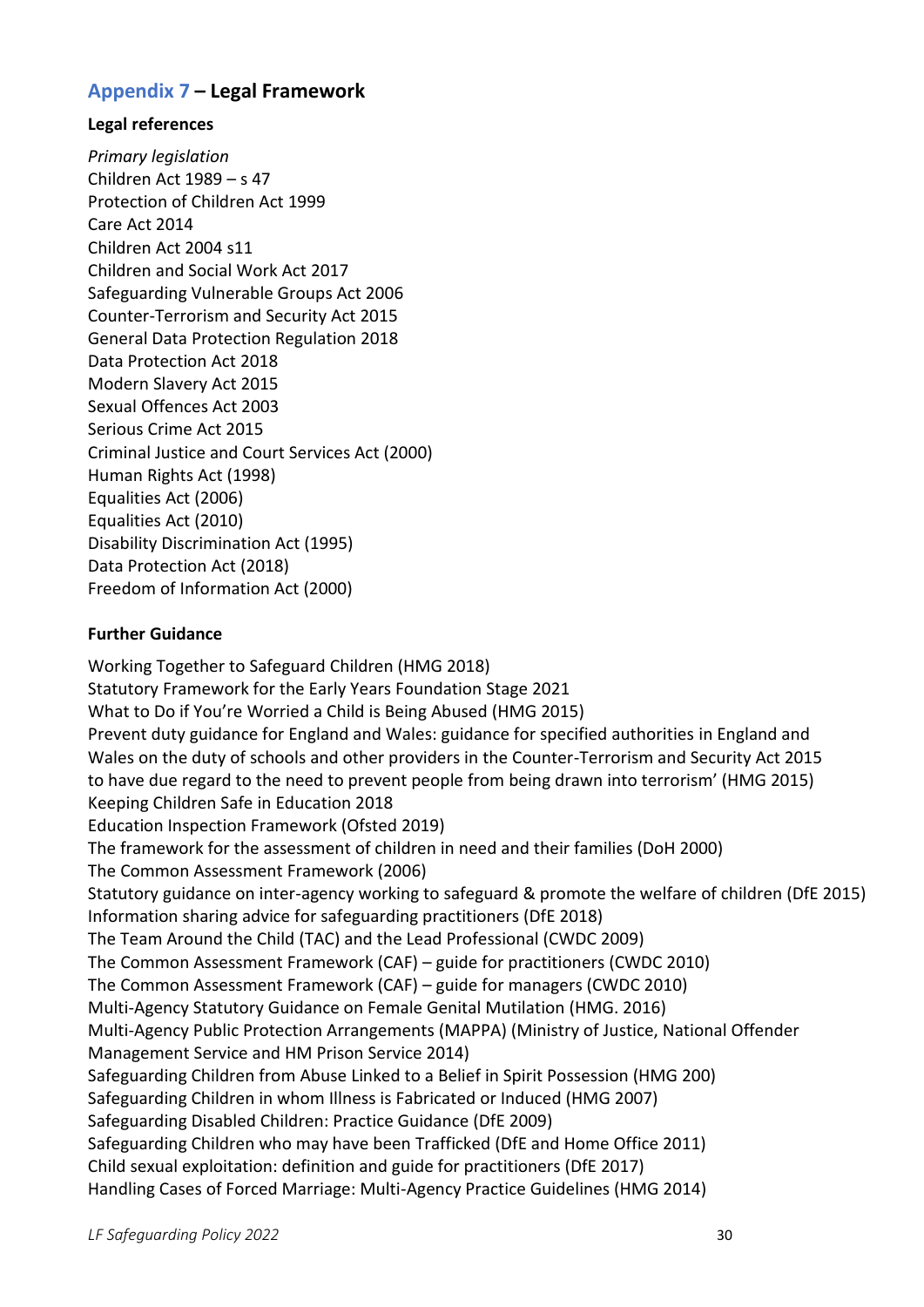## Appendix 7 – Legal Framework

**Legal references**

*Primary legislation*

Children Act 1989 – s 47
Protection of Children Act 1999
Care Act 2014
Children Act 2004 s11
Children and Social Work Act 2017
Safeguarding Vulnerable Groups Act 2006
Counter-Terrorism and Security Act 2015
General Data Protection Regulation 2018
Data Protection Act 2018
Modern Slavery Act 2015
Sexual Offences Act 2003
Serious Crime Act 2015
Criminal Justice and Court Services Act (2000)
Human Rights Act (1998)
Equalities Act (2006)
Equalities Act (2010)
Disability Discrimination Act (1995)
Data Protection Act (2018)
Freedom of Information Act (2000)

**Further Guidance**

Working Together to Safeguard Children (HMG 2018)
Statutory Framework for the Early Years Foundation Stage 2021
What to Do if You're Worried a Child is Being Abused (HMG 2015)
Prevent duty guidance for England and Wales: guidance for specified authorities in England and Wales on the duty of schools and other providers in the Counter-Terrorism and Security Act 2015 to have due regard to the need to prevent people from being drawn into terrorism' (HMG 2015)
Keeping Children Safe in Education 2018
Education Inspection Framework (Ofsted 2019)
The framework for the assessment of children in need and their families (DoH 2000)
The Common Assessment Framework (2006)
Statutory guidance on inter-agency working to safeguard & promote the welfare of children (DfE 2015)
Information sharing advice for safeguarding practitioners (DfE 2018)
The Team Around the Child (TAC) and the Lead Professional (CWDC 2009)
The Common Assessment Framework (CAF) – guide for practitioners (CWDC 2010)
The Common Assessment Framework (CAF) – guide for managers (CWDC 2010)
Multi-Agency Statutory Guidance on Female Genital Mutilation (HMG. 2016)
Multi-Agency Public Protection Arrangements (MAPPA) (Ministry of Justice, National Offender Management Service and HM Prison Service 2014)
Safeguarding Children from Abuse Linked to a Belief in Spirit Possession (HMG 200)
Safeguarding Children in whom Illness is Fabricated or Induced (HMG 2007)
Safeguarding Disabled Children: Practice Guidance (DfE 2009)
Safeguarding Children who may have been Trafficked (DfE and Home Office 2011)
Child sexual exploitation: definition and guide for practitioners (DfE 2017)
Handling Cases of Forced Marriage: Multi-Agency Practice Guidelines (HMG 2014)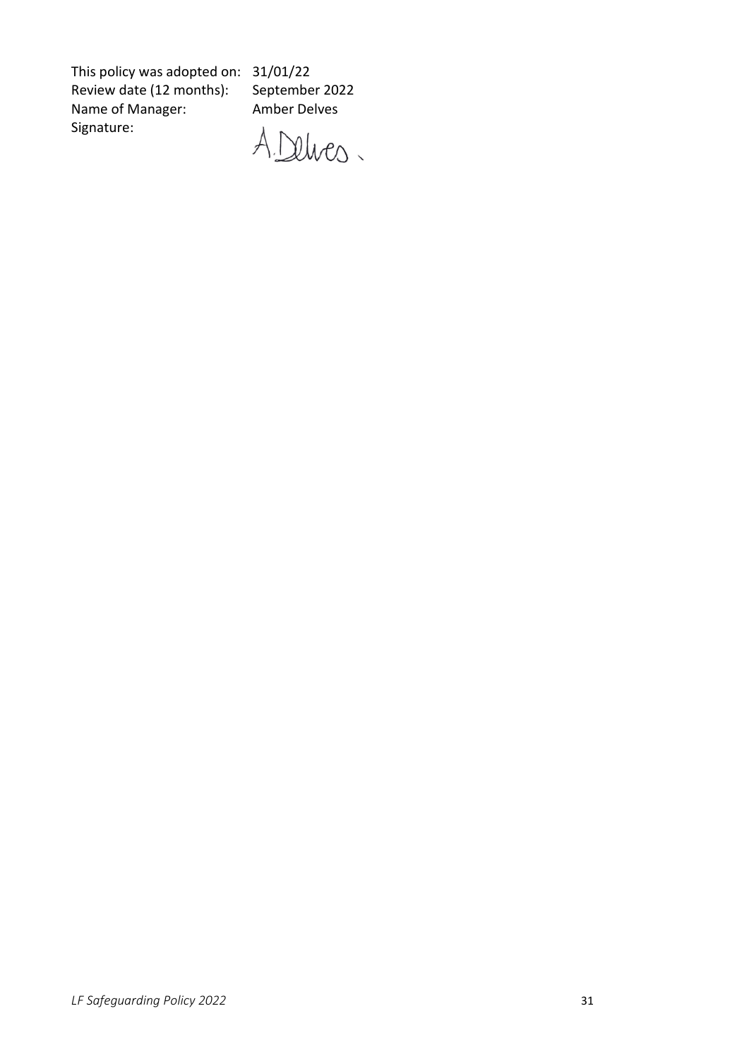This policy was adopted on: 31/01/22
Review date (12 months): September 2022
Name of Manager: Amber Delves
Signature: A.Delves.